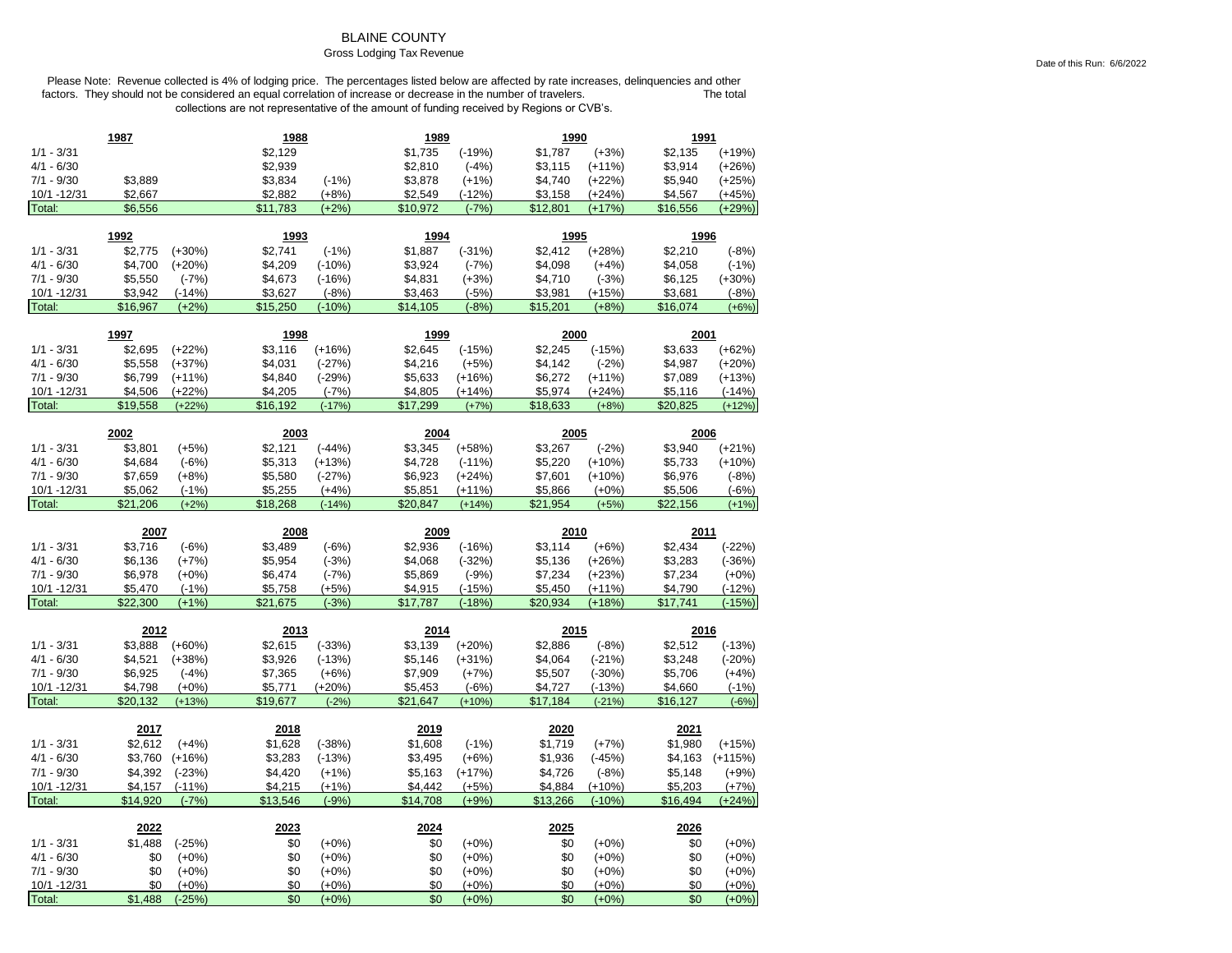# BLAINE COUNTY

## Gross Lodging Tax Revenue

Date of this Run: 6/6/2022

Please Note: Revenue collected is 4% of lodging price. The percentages listed below are affected by rate increases, delinquencies and other factors. They should not be considered an equal correlation of increase or decrease in the number of travelers. The total collections are not representative of the amount of funding received by Regions or CVB's.

| | 1987 | | 1988 | | 1989 | | 1990 | | 1991 | |
|---|---|---|---|---|---|---|---|---|---|---|
| 1/1 - 3/31 | | | $2,129 | | $1,735 | (-19%) | $1,787 | (+3%) | $2,135 | (+19%) |
| 4/1 - 6/30 | | | $2,939 | | $2,810 | (-4%) | $3,115 | (+11%) | $3,914 | (+26%) |
| 7/1 - 9/30 | $3,889 | | $3,834 | (-1%) | $3,878 | (+1%) | $4,740 | (+22%) | $5,940 | (+25%) |
| 10/1 -12/31 | $2,667 | | $2,882 | (+8%) | $2,549 | (-12%) | $3,158 | (+24%) | $4,567 | (+45%) |
| Total: | $6,556 | | $11,783 | (+2%) | $10,972 | (-7%) | $12,801 | (+17%) | $16,556 | (+29%) |

| | 1992 | | 1993 | | 1994 | | 1995 | | 1996 | |
|---|---|---|---|---|---|---|---|---|---|---|
| 1/1 - 3/31 | $2,775 | (+30%) | $2,741 | (-1%) | $1,887 | (-31%) | $2,412 | (+28%) | $2,210 | (-8%) |
| 4/1 - 6/30 | $4,700 | (+20%) | $4,209 | (-10%) | $3,924 | (-7%) | $4,098 | (+4%) | $4,058 | (-1%) |
| 7/1 - 9/30 | $5,550 | (-7%) | $4,673 | (-16%) | $4,831 | (+3%) | $4,710 | (-3%) | $6,125 | (+30%) |
| 10/1 -12/31 | $3,942 | (-14%) | $3,627 | (-8%) | $3,463 | (-5%) | $3,981 | (+15%) | $3,681 | (-8%) |
| Total: | $16,967 | (+2%) | $15,250 | (-10%) | $14,105 | (-8%) | $15,201 | (+8%) | $16,074 | (+6%) |

| | 1997 | | 1998 | | 1999 | | 2000 | | 2001 | |
|---|---|---|---|---|---|---|---|---|---|---|
| 1/1 - 3/31 | $2,695 | (+22%) | $3,116 | (+16%) | $2,645 | (-15%) | $2,245 | (-15%) | $3,633 | (+62%) |
| 4/1 - 6/30 | $5,558 | (+37%) | $4,031 | (-27%) | $4,216 | (+5%) | $4,142 | (-2%) | $4,987 | (+20%) |
| 7/1 - 9/30 | $6,799 | (+11%) | $4,840 | (-29%) | $5,633 | (+16%) | $6,272 | (+11%) | $7,089 | (+13%) |
| 10/1 -12/31 | $4,506 | (+22%) | $4,205 | (-7%) | $4,805 | (+14%) | $5,974 | (+24%) | $5,116 | (-14%) |
| Total: | $19,558 | (+22%) | $16,192 | (-17%) | $17,299 | (+7%) | $18,633 | (+8%) | $20,825 | (+12%) |

| | 2002 | | 2003 | | 2004 | | 2005 | | 2006 | |
|---|---|---|---|---|---|---|---|---|---|---|
| 1/1 - 3/31 | $3,801 | (+5%) | $2,121 | (-44%) | $3,345 | (+58%) | $3,267 | (-2%) | $3,940 | (+21%) |
| 4/1 - 6/30 | $4,684 | (-6%) | $5,313 | (+13%) | $4,728 | (-11%) | $5,220 | (+10%) | $5,733 | (+10%) |
| 7/1 - 9/30 | $7,659 | (+8%) | $5,580 | (-27%) | $6,923 | (+24%) | $7,601 | (+10%) | $6,976 | (-8%) |
| 10/1 -12/31 | $5,062 | (-1%) | $5,255 | (+4%) | $5,851 | (+11%) | $5,866 | (+0%) | $5,506 | (-6%) |
| Total: | $21,206 | (+2%) | $18,268 | (-14%) | $20,847 | (+14%) | $21,954 | (+5%) | $22,156 | (+1%) |

| | 2007 | | 2008 | | 2009 | | 2010 | | 2011 | |
|---|---|---|---|---|---|---|---|---|---|---|
| 1/1 - 3/31 | $3,716 | (-6%) | $3,489 | (-6%) | $2,936 | (-16%) | $3,114 | (+6%) | $2,434 | (-22%) |
| 4/1 - 6/30 | $6,136 | (+7%) | $5,954 | (-3%) | $4,068 | (-32%) | $5,136 | (+26%) | $3,283 | (-36%) |
| 7/1 - 9/30 | $6,978 | (+0%) | $6,474 | (-7%) | $5,869 | (-9%) | $7,234 | (+23%) | $7,234 | (+0%) |
| 10/1 -12/31 | $5,470 | (-1%) | $5,758 | (+5%) | $4,915 | (-15%) | $5,450 | (+11%) | $4,790 | (-12%) |
| Total: | $22,300 | (+1%) | $21,675 | (-3%) | $17,787 | (-18%) | $20,934 | (+18%) | $17,741 | (-15%) |

| | 2012 | | 2013 | | 2014 | | 2015 | | 2016 | |
|---|---|---|---|---|---|---|---|---|---|---|
| 1/1 - 3/31 | $3,888 | (+60%) | $2,615 | (-33%) | $3,139 | (+20%) | $2,886 | (-8%) | $2,512 | (-13%) |
| 4/1 - 6/30 | $4,521 | (+38%) | $3,926 | (-13%) | $5,146 | (+31%) | $4,064 | (-21%) | $3,248 | (-20%) |
| 7/1 - 9/30 | $6,925 | (-4%) | $7,365 | (+6%) | $7,909 | (+7%) | $5,507 | (-30%) | $5,706 | (+4%) |
| 10/1 -12/31 | $4,798 | (+0%) | $5,771 | (+20%) | $5,453 | (-6%) | $4,727 | (-13%) | $4,660 | (-1%) |
| Total: | $20,132 | (+13%) | $19,677 | (-2%) | $21,647 | (+10%) | $17,184 | (-21%) | $16,127 | (-6%) |

| | 2017 | | 2018 | | 2019 | | 2020 | | 2021 | |
|---|---|---|---|---|---|---|---|---|---|---|
| 1/1 - 3/31 | $2,612 | (+4%) | $1,628 | (-38%) | $1,608 | (-1%) | $1,719 | (+7%) | $1,980 | (+15%) |
| 4/1 - 6/30 | $3,760 | (+16%) | $3,283 | (-13%) | $3,495 | (+6%) | $1,936 | (-45%) | $4,163 | (+115%) |
| 7/1 - 9/30 | $4,392 | (-23%) | $4,420 | (+1%) | $5,163 | (+17%) | $4,726 | (-8%) | $5,148 | (+9%) |
| 10/1 -12/31 | $4,157 | (-11%) | $4,215 | (+1%) | $4,442 | (+5%) | $4,884 | (+10%) | $5,203 | (+7%) |
| Total: | $14,920 | (-7%) | $13,546 | (-9%) | $14,708 | (+9%) | $13,266 | (-10%) | $16,494 | (+24%) |

| | 2022 | | 2023 | | 2024 | | 2025 | | 2026 | |
|---|---|---|---|---|---|---|---|---|---|---|
| 1/1 - 3/31 | $1,488 | (-25%) | $0 | (+0%) | $0 | (+0%) | $0 | (+0%) | $0 | (+0%) |
| 4/1 - 6/30 | $0 | (+0%) | $0 | (+0%) | $0 | (+0%) | $0 | (+0%) | $0 | (+0%) |
| 7/1 - 9/30 | $0 | (+0%) | $0 | (+0%) | $0 | (+0%) | $0 | (+0%) | $0 | (+0%) |
| 10/1 -12/31 | $0 | (+0%) | $0 | (+0%) | $0 | (+0%) | $0 | (+0%) | $0 | (+0%) |
| Total: | $1,488 | (-25%) | $0 | (+0%) | $0 | (+0%) | $0 | (+0%) | $0 | (+0%) |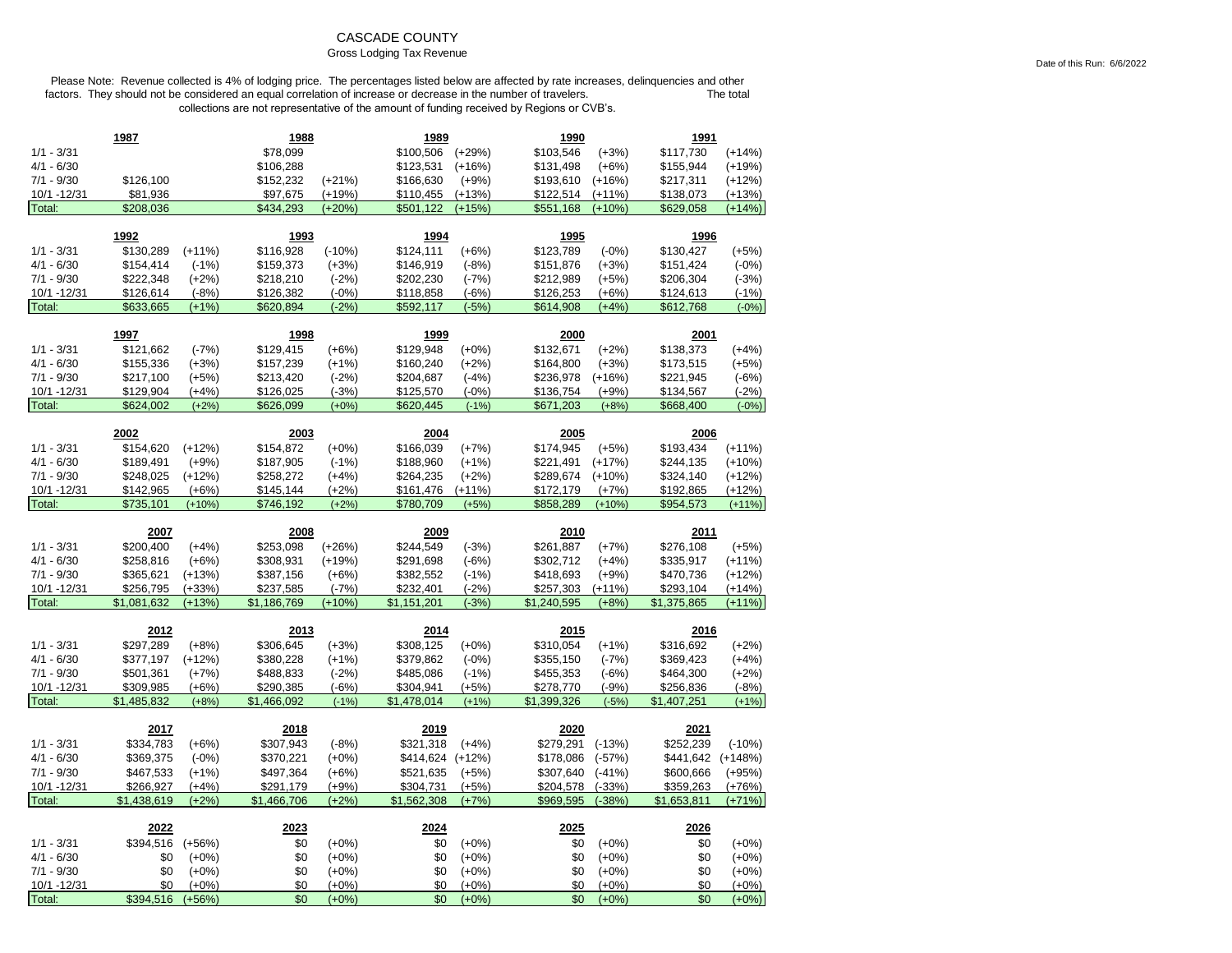# CASCADE COUNTY

Gross Lodging Tax Revenue

Date of this Run: 6/6/2022

Please Note: Revenue collected is 4% of lodging price. The percentages listed below are affected by rate increases, delinquencies and other factors. They should not be considered an equal correlation of increase or decrease in the number of travelers. The total collections are not representative of the amount of funding received by Regions or CVB's.

| | 1987 | | 1988 | | 1989 | | 1990 | | 1991 | |
|---|---|---|---|---|---|---|---|---|---|---|
| 1/1 - 3/31 | | | $78,099 | | $100,506 | (+29%) | $103,546 | (+3%) | $117,730 | (+14%) |
| 4/1 - 6/30 | | | $106,288 | | $123,531 | (+16%) | $131,498 | (+6%) | $155,944 | (+19%) |
| 7/1 - 9/30 | $126,100 | | $152,232 | (+21%) | $166,630 | (+9%) | $193,610 | (+16%) | $217,311 | (+12%) |
| 10/1 -12/31 | $81,936 | | $97,675 | (+19%) | $110,455 | (+13%) | $122,514 | (+11%) | $138,073 | (+13%) |
| Total: | $208,036 | | $434,293 | (+20%) | $501,122 | (+15%) | $551,168 | (+10%) | $629,058 | (+14%) |

| | 1992 | | 1993 | | 1994 | | 1995 | | 1996 | |
|---|---|---|---|---|---|---|---|---|---|---|
| 1/1 - 3/31 | $130,289 | (+11%) | $116,928 | (-10%) | $124,111 | (+6%) | $123,789 | (-0%) | $130,427 | (+5%) |
| 4/1 - 6/30 | $154,414 | (-1%) | $159,373 | (+3%) | $146,919 | (-8%) | $151,876 | (+3%) | $151,424 | (-0%) |
| 7/1 - 9/30 | $222,348 | (+2%) | $218,210 | (-2%) | $202,230 | (-7%) | $212,989 | (+5%) | $206,304 | (-3%) |
| 10/1 -12/31 | $126,614 | (-8%) | $126,382 | (-0%) | $118,858 | (-6%) | $126,253 | (+6%) | $124,613 | (-1%) |
| Total: | $633,665 | (+1%) | $620,894 | (-2%) | $592,117 | (-5%) | $614,908 | (+4%) | $612,768 | (-0%) |

| | 1997 | | 1998 | | 1999 | | 2000 | | 2001 | |
|---|---|---|---|---|---|---|---|---|---|---|
| 1/1 - 3/31 | $121,662 | (-7%) | $129,415 | (+6%) | $129,948 | (+0%) | $132,671 | (+2%) | $138,373 | (+4%) |
| 4/1 - 6/30 | $155,336 | (+3%) | $157,239 | (+1%) | $160,240 | (+2%) | $164,800 | (+3%) | $173,515 | (+5%) |
| 7/1 - 9/30 | $217,100 | (+5%) | $213,420 | (-2%) | $204,687 | (-4%) | $236,978 | (+16%) | $221,945 | (-6%) |
| 10/1 -12/31 | $129,904 | (+4%) | $126,025 | (-3%) | $125,570 | (-0%) | $136,754 | (+9%) | $134,567 | (-2%) |
| Total: | $624,002 | (+2%) | $626,099 | (+0%) | $620,445 | (-1%) | $671,203 | (+8%) | $668,400 | (-0%) |

| | 2002 | | 2003 | | 2004 | | 2005 | | 2006 | |
|---|---|---|---|---|---|---|---|---|---|---|
| 1/1 - 3/31 | $154,620 | (+12%) | $154,872 | (+0%) | $166,039 | (+7%) | $174,945 | (+5%) | $193,434 | (+11%) |
| 4/1 - 6/30 | $189,491 | (+9%) | $187,905 | (-1%) | $188,960 | (+1%) | $221,491 | (+17%) | $244,135 | (+10%) |
| 7/1 - 9/30 | $248,025 | (+12%) | $258,272 | (+4%) | $264,235 | (+2%) | $289,674 | (+10%) | $324,140 | (+12%) |
| 10/1 -12/31 | $142,965 | (+6%) | $145,144 | (+2%) | $161,476 | (+11%) | $172,179 | (+7%) | $192,865 | (+12%) |
| Total: | $735,101 | (+10%) | $746,192 | (+2%) | $780,709 | (+5%) | $858,289 | (+10%) | $954,573 | (+11%) |

| | 2007 | | 2008 | | 2009 | | 2010 | | 2011 | |
|---|---|---|---|---|---|---|---|---|---|---|
| 1/1 - 3/31 | $200,400 | (+4%) | $253,098 | (+26%) | $244,549 | (-3%) | $261,887 | (+7%) | $276,108 | (+5%) |
| 4/1 - 6/30 | $258,816 | (+6%) | $308,931 | (+19%) | $291,698 | (-6%) | $302,712 | (+4%) | $335,917 | (+11%) |
| 7/1 - 9/30 | $365,621 | (+13%) | $387,156 | (+6%) | $382,552 | (-1%) | $418,693 | (+9%) | $470,736 | (+12%) |
| 10/1 -12/31 | $256,795 | (+33%) | $237,585 | (-7%) | $232,401 | (-2%) | $257,303 | (+11%) | $293,104 | (+14%) |
| Total: | $1,081,632 | (+13%) | $1,186,769 | (+10%) | $1,151,201 | (-3%) | $1,240,595 | (+8%) | $1,375,865 | (+11%) |

| | 2012 | | 2013 | | 2014 | | 2015 | | 2016 | |
|---|---|---|---|---|---|---|---|---|---|---|
| 1/1 - 3/31 | $297,289 | (+8%) | $306,645 | (+3%) | $308,125 | (+0%) | $310,054 | (+1%) | $316,692 | (+2%) |
| 4/1 - 6/30 | $377,197 | (+12%) | $380,228 | (+1%) | $379,862 | (-0%) | $355,150 | (-7%) | $369,423 | (+4%) |
| 7/1 - 9/30 | $501,361 | (+7%) | $488,833 | (-2%) | $485,086 | (-1%) | $455,353 | (-6%) | $464,300 | (+2%) |
| 10/1 -12/31 | $309,985 | (+6%) | $290,385 | (-6%) | $304,941 | (+5%) | $278,770 | (-9%) | $256,836 | (-8%) |
| Total: | $1,485,832 | (+8%) | $1,466,092 | (-1%) | $1,478,014 | (+1%) | $1,399,326 | (-5%) | $1,407,251 | (+1%) |

| | 2017 | | 2018 | | 2019 | | 2020 | | 2021 | |
|---|---|---|---|---|---|---|---|---|---|---|
| 1/1 - 3/31 | $334,783 | (+6%) | $307,943 | (-8%) | $321,318 | (+4%) | $279,291 | (-13%) | $252,239 | (-10%) |
| 4/1 - 6/30 | $369,375 | (-0%) | $370,221 | (+0%) | $414,624 | (+12%) | $178,086 | (-57%) | $441,642 | (+148%) |
| 7/1 - 9/30 | $467,533 | (+1%) | $497,364 | (+6%) | $521,635 | (+5%) | $307,640 | (-41%) | $600,666 | (+95%) |
| 10/1 -12/31 | $266,927 | (+4%) | $291,179 | (+9%) | $304,731 | (+5%) | $204,578 | (-33%) | $359,263 | (+76%) |
| Total: | $1,438,619 | (+2%) | $1,466,706 | (+2%) | $1,562,308 | (+7%) | $969,595 | (-38%) | $1,653,811 | (+71%) |

| | 2022 | | 2023 | | 2024 | | 2025 | | 2026 | |
|---|---|---|---|---|---|---|---|---|---|---|
| 1/1 - 3/31 | $394,516 | (+56%) | $0 | (+0%) | $0 | (+0%) | $0 | (+0%) | $0 | (+0%) |
| 4/1 - 6/30 | $0 | (+0%) | $0 | (+0%) | $0 | (+0%) | $0 | (+0%) | $0 | (+0%) |
| 7/1 - 9/30 | $0 | (+0%) | $0 | (+0%) | $0 | (+0%) | $0 | (+0%) | $0 | (+0%) |
| 10/1 -12/31 | $0 | (+0%) | $0 | (+0%) | $0 | (+0%) | $0 | (+0%) | $0 | (+0%) |
| Total: | $394,516 | (+56%) | $0 | (+0%) | $0 | (+0%) | $0 | (+0%) | $0 | (+0%) |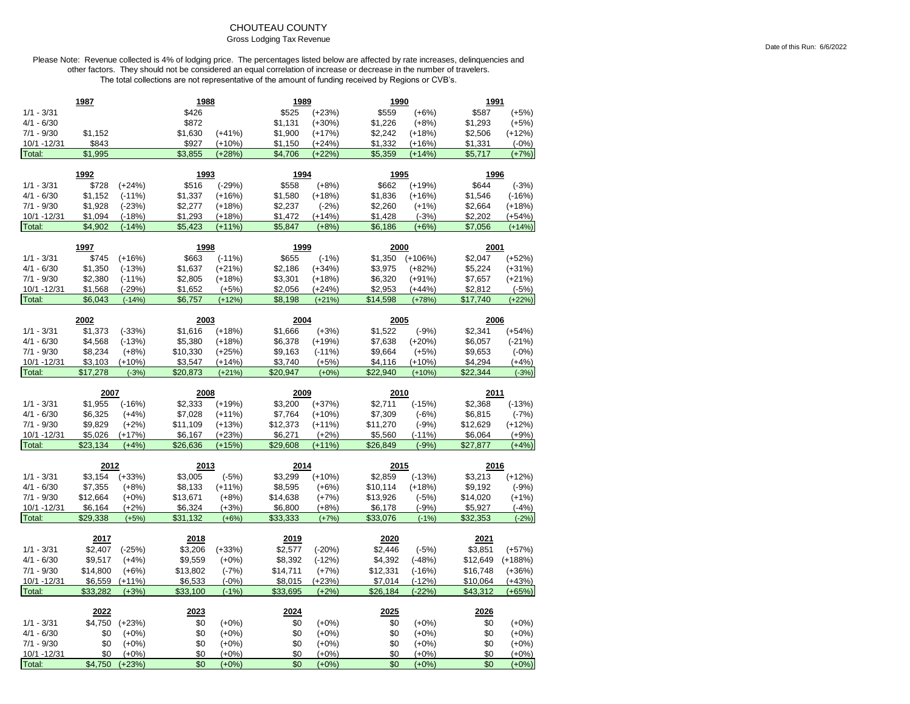# CHOUTEAU COUNTY

Gross Lodging Tax Revenue

Date of this Run: 6/6/2022

Please Note: Revenue collected is 4% of lodging price. The percentages listed below are affected by rate increases, delinquencies and other factors. They should not be considered an equal correlation of increase or decrease in the number of travelers. The total collections are not representative of the amount of funding received by Regions or CVB's.

| | 1987 | | 1988 | | 1989 | | 1990 | | 1991 | |
|---|---|---|---|---|---|---|---|---|---|---|
| 1/1 - 3/31 | | | $426 | | $525 | (+23%) | $559 | (+6%) | $587 | (+5%) |
| 4/1 - 6/30 | | | $872 | | $1,131 | (+30%) | $1,226 | (+8%) | $1,293 | (+5%) |
| 7/1 - 9/30 | $1,152 | | $1,630 | (+41%) | $1,900 | (+17%) | $2,242 | (+18%) | $2,506 | (+12%) |
| 10/1 -12/31 | $843 | | $927 | (+10%) | $1,150 | (+24%) | $1,332 | (+16%) | $1,331 | (-0%) |
| Total: | $1,995 | | $3,855 | (+28%) | $4,706 | (+22%) | $5,359 | (+14%) | $5,717 | (+7%) |

| | 1992 | | 1993 | | 1994 | | 1995 | | 1996 | |
|---|---|---|---|---|---|---|---|---|---|---|
| 1/1 - 3/31 | $728 | (+24%) | $516 | (-29%) | $558 | (+8%) | $662 | (+19%) | $644 | (-3%) |
| 4/1 - 6/30 | $1,152 | (-11%) | $1,337 | (+16%) | $1,580 | (+18%) | $1,836 | (+16%) | $1,546 | (-16%) |
| 7/1 - 9/30 | $1,928 | (-23%) | $2,277 | (+18%) | $2,237 | (-2%) | $2,260 | (+1%) | $2,664 | (+18%) |
| 10/1 -12/31 | $1,094 | (-18%) | $1,293 | (+18%) | $1,472 | (+14%) | $1,428 | (-3%) | $2,202 | (+54%) |
| Total: | $4,902 | (-14%) | $5,423 | (+11%) | $5,847 | (+8%) | $6,186 | (+6%) | $7,056 | (+14%) |

| | 1997 | | 1998 | | 1999 | | 2000 | | 2001 | |
|---|---|---|---|---|---|---|---|---|---|---|
| 1/1 - 3/31 | $745 | (+16%) | $663 | (-11%) | $655 | (-1%) | $1,350 | (+106%) | $2,047 | (+52%) |
| 4/1 - 6/30 | $1,350 | (-13%) | $1,637 | (+21%) | $2,186 | (+34%) | $3,975 | (+82%) | $5,224 | (+31%) |
| 7/1 - 9/30 | $2,380 | (-11%) | $2,805 | (+18%) | $3,301 | (+18%) | $6,320 | (+91%) | $7,657 | (+21%) |
| 10/1 -12/31 | $1,568 | (-29%) | $1,652 | (+5%) | $2,056 | (+24%) | $2,953 | (+44%) | $2,812 | (-5%) |
| Total: | $6,043 | (-14%) | $6,757 | (+12%) | $8,198 | (+21%) | $14,598 | (+78%) | $17,740 | (+22%) |

| | 2002 | | 2003 | | 2004 | | 2005 | | 2006 | |
|---|---|---|---|---|---|---|---|---|---|---|
| 1/1 - 3/31 | $1,373 | (-33%) | $1,616 | (+18%) | $1,666 | (+3%) | $1,522 | (-9%) | $2,341 | (+54%) |
| 4/1 - 6/30 | $4,568 | (-13%) | $5,380 | (+18%) | $6,378 | (+19%) | $7,638 | (+20%) | $6,057 | (-21%) |
| 7/1 - 9/30 | $8,234 | (+8%) | $10,330 | (+25%) | $9,163 | (-11%) | $9,664 | (+5%) | $9,653 | (-0%) |
| 10/1 -12/31 | $3,103 | (+10%) | $3,547 | (+14%) | $3,740 | (+5%) | $4,116 | (+10%) | $4,294 | (+4%) |
| Total: | $17,278 | (-3%) | $20,873 | (+21%) | $20,947 | (+0%) | $22,940 | (+10%) | $22,344 | (-3%) |

| | 2007 | | 2008 | | 2009 | | 2010 | | 2011 | |
|---|---|---|---|---|---|---|---|---|---|---|
| 1/1 - 3/31 | $1,955 | (-16%) | $2,333 | (+19%) | $3,200 | (+37%) | $2,711 | (-15%) | $2,368 | (-13%) |
| 4/1 - 6/30 | $6,325 | (+4%) | $7,028 | (+11%) | $7,764 | (+10%) | $7,309 | (-6%) | $6,815 | (-7%) |
| 7/1 - 9/30 | $9,829 | (+2%) | $11,109 | (+13%) | $12,373 | (+11%) | $11,270 | (-9%) | $12,629 | (+12%) |
| 10/1 -12/31 | $5,026 | (+17%) | $6,167 | (+23%) | $6,271 | (+2%) | $5,560 | (-11%) | $6,064 | (+9%) |
| Total: | $23,134 | (+4%) | $26,636 | (+15%) | $29,608 | (+11%) | $26,849 | (-9%) | $27,877 | (+4%) |

| | 2012 | | 2013 | | 2014 | | 2015 | | 2016 | |
|---|---|---|---|---|---|---|---|---|---|---|
| 1/1 - 3/31 | $3,154 | (+33%) | $3,005 | (-5%) | $3,299 | (+10%) | $2,859 | (-13%) | $3,213 | (+12%) |
| 4/1 - 6/30 | $7,355 | (+8%) | $8,133 | (+11%) | $8,595 | (+6%) | $10,114 | (+18%) | $9,192 | (-9%) |
| 7/1 - 9/30 | $12,664 | (+0%) | $13,671 | (+8%) | $14,638 | (+7%) | $13,926 | (-5%) | $14,020 | (+1%) |
| 10/1 -12/31 | $6,164 | (+2%) | $6,324 | (+3%) | $6,800 | (+8%) | $6,178 | (-9%) | $5,927 | (-4%) |
| Total: | $29,338 | (+5%) | $31,132 | (+6%) | $33,333 | (+7%) | $33,076 | (-1%) | $32,353 | (-2%) |

| | 2017 | | 2018 | | 2019 | | 2020 | | 2021 | |
|---|---|---|---|---|---|---|---|---|---|---|
| 1/1 - 3/31 | $2,407 | (-25%) | $3,206 | (+33%) | $2,577 | (-20%) | $2,446 | (-5%) | $3,851 | (+57%) |
| 4/1 - 6/30 | $9,517 | (+4%) | $9,559 | (+0%) | $8,392 | (-12%) | $4,392 | (-48%) | $12,649 | (+188%) |
| 7/1 - 9/30 | $14,800 | (+6%) | $13,802 | (-7%) | $14,711 | (+7%) | $12,331 | (-16%) | $16,748 | (+36%) |
| 10/1 -12/31 | $6,559 | (+11%) | $6,533 | (-0%) | $8,015 | (+23%) | $7,014 | (-12%) | $10,064 | (+43%) |
| Total: | $33,282 | (+3%) | $33,100 | (-1%) | $33,695 | (+2%) | $26,184 | (-22%) | $43,312 | (+65%) |

| | 2022 | | 2023 | | 2024 | | 2025 | | 2026 | |
|---|---|---|---|---|---|---|---|---|---|---|
| 1/1 - 3/31 | $4,750 | (+23%) | $0 | (+0%) | $0 | (+0%) | $0 | (+0%) | $0 | (+0%) |
| 4/1 - 6/30 | $0 | (+0%) | $0 | (+0%) | $0 | (+0%) | $0 | (+0%) | $0 | (+0%) |
| 7/1 - 9/30 | $0 | (+0%) | $0 | (+0%) | $0 | (+0%) | $0 | (+0%) | $0 | (+0%) |
| 10/1 -12/31 | $0 | (+0%) | $0 | (+0%) | $0 | (+0%) | $0 | (+0%) | $0 | (+0%) |
| Total: | $4,750 | (+23%) | $0 | (+0%) | $0 | (+0%) | $0 | (+0%) | $0 | (+0%) |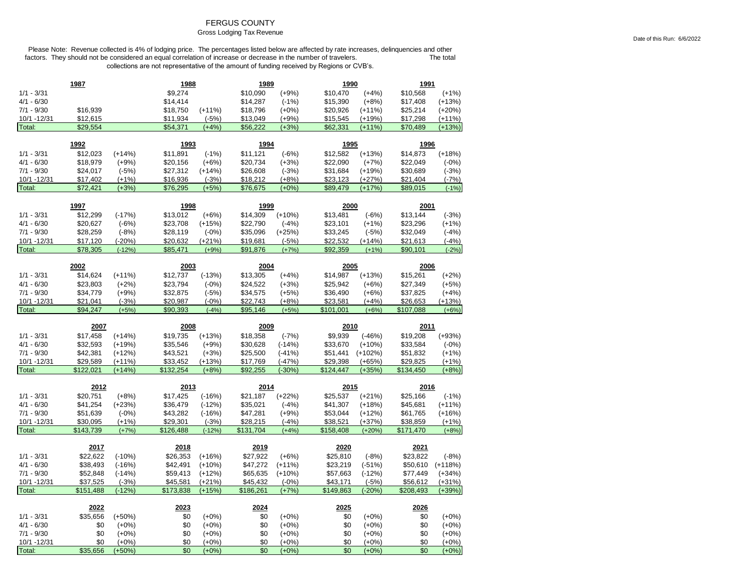# FERGUS COUNTY

## Gross Lodging Tax Revenue

Date of this Run: 6/6/2022

Please Note: Revenue collected is 4% of lodging price. The percentages listed below are affected by rate increases, delinquencies and other factors. They should not be considered an equal correlation of increase or decrease in the number of travelers. The total collections are not representative of the amount of funding received by Regions or CVB's.

| | 1987 | | 1988 | | 1989 | | 1990 | | 1991 | |
|---|---|---|---|---|---|---|---|---|---|---|
| 1/1 - 3/31 | | | $9,274 | | $10,090 | (+9%) | $10,470 | (+4%) | $10,568 | (+1%) |
| 4/1 - 6/30 | | | $14,414 | | $14,287 | (-1%) | $15,390 | (+8%) | $17,408 | (+13%) |
| 7/1 - 9/30 | $16,939 | | $18,750 | (+11%) | $18,796 | (+0%) | $20,926 | (+11%) | $25,214 | (+20%) |
| 10/1 -12/31 | $12,615 | | $11,934 | (-5%) | $13,049 | (+9%) | $15,545 | (+19%) | $17,298 | (+11%) |
| Total: | $29,554 | | $54,371 | (+4%) | $56,222 | (+3%) | $62,331 | (+11%) | $70,489 | (+13%) |

| | 1992 | | 1993 | | 1994 | | 1995 | | 1996 | |
|---|---|---|---|---|---|---|---|---|---|---|
| 1/1 - 3/31 | $12,023 | (+14%) | $11,891 | (-1%) | $11,121 | (-6%) | $12,582 | (+13%) | $14,873 | (+18%) |
| 4/1 - 6/30 | $18,979 | (+9%) | $20,156 | (+6%) | $20,734 | (+3%) | $22,090 | (+7%) | $22,049 | (-0%) |
| 7/1 - 9/30 | $24,017 | (-5%) | $27,312 | (+14%) | $26,608 | (-3%) | $31,684 | (+19%) | $30,689 | (-3%) |
| 10/1 -12/31 | $17,402 | (+1%) | $16,936 | (-3%) | $18,212 | (+8%) | $23,123 | (+27%) | $21,404 | (-7%) |
| Total: | $72,421 | (+3%) | $76,295 | (+5%) | $76,675 | (+0%) | $89,479 | (+17%) | $89,015 | (-1%) |

| | 1997 | | 1998 | | 1999 | | 2000 | | 2001 | |
|---|---|---|---|---|---|---|---|---|---|---|
| 1/1 - 3/31 | $12,299 | (-17%) | $13,012 | (+6%) | $14,309 | (+10%) | $13,481 | (-6%) | $13,144 | (-3%) |
| 4/1 - 6/30 | $20,627 | (-6%) | $23,708 | (+15%) | $22,790 | (-4%) | $23,101 | (+1%) | $23,296 | (+1%) |
| 7/1 - 9/30 | $28,259 | (-8%) | $28,119 | (-0%) | $35,096 | (+25%) | $33,245 | (-5%) | $32,049 | (-4%) |
| 10/1 -12/31 | $17,120 | (-20%) | $20,632 | (+21%) | $19,681 | (-5%) | $22,532 | (+14%) | $21,613 | (-4%) |
| Total: | $78,305 | (-12%) | $85,471 | (+9%) | $91,876 | (+7%) | $92,359 | (+1%) | $90,101 | (-2%) |

| | 2002 | | 2003 | | 2004 | | 2005 | | 2006 | |
|---|---|---|---|---|---|---|---|---|---|---|
| 1/1 - 3/31 | $14,624 | (+11%) | $12,737 | (-13%) | $13,305 | (+4%) | $14,987 | (+13%) | $15,261 | (+2%) |
| 4/1 - 6/30 | $23,803 | (+2%) | $23,794 | (-0%) | $24,522 | (+3%) | $25,942 | (+6%) | $27,349 | (+5%) |
| 7/1 - 9/30 | $34,779 | (+9%) | $32,875 | (-5%) | $34,575 | (+5%) | $36,490 | (+6%) | $37,825 | (+4%) |
| 10/1 -12/31 | $21,041 | (-3%) | $20,987 | (-0%) | $22,743 | (+8%) | $23,581 | (+4%) | $26,653 | (+13%) |
| Total: | $94,247 | (+5%) | $90,393 | (-4%) | $95,146 | (+5%) | $101,001 | (+6%) | $107,088 | (+6%) |

| | 2007 | | 2008 | | 2009 | | 2010 | | 2011 | |
|---|---|---|---|---|---|---|---|---|---|---|
| 1/1 - 3/31 | $17,458 | (+14%) | $19,735 | (+13%) | $18,358 | (-7%) | $9,939 | (-46%) | $19,208 | (+93%) |
| 4/1 - 6/30 | $32,593 | (+19%) | $35,546 | (+9%) | $30,628 | (-14%) | $33,670 | (+10%) | $33,584 | (-0%) |
| 7/1 - 9/30 | $42,381 | (+12%) | $43,521 | (+3%) | $25,500 | (-41%) | $51,441 | (+102%) | $51,832 | (+1%) |
| 10/1 -12/31 | $29,589 | (+11%) | $33,452 | (+13%) | $17,769 | (-47%) | $29,398 | (+65%) | $29,825 | (+1%) |
| Total: | $122,021 | (+14%) | $132,254 | (+8%) | $92,255 | (-30%) | $124,447 | (+35%) | $134,450 | (+8%) |

| | 2012 | | 2013 | | 2014 | | 2015 | | 2016 | |
|---|---|---|---|---|---|---|---|---|---|---|
| 1/1 - 3/31 | $20,751 | (+8%) | $17,425 | (-16%) | $21,187 | (+22%) | $25,537 | (+21%) | $25,166 | (-1%) |
| 4/1 - 6/30 | $41,254 | (+23%) | $36,479 | (-12%) | $35,021 | (-4%) | $41,307 | (+18%) | $45,681 | (+11%) |
| 7/1 - 9/30 | $51,639 | (-0%) | $43,282 | (-16%) | $47,281 | (+9%) | $53,044 | (+12%) | $61,765 | (+16%) |
| 10/1 -12/31 | $30,095 | (+1%) | $29,301 | (-3%) | $28,215 | (-4%) | $38,521 | (+37%) | $38,859 | (+1%) |
| Total: | $143,739 | (+7%) | $126,488 | (-12%) | $131,704 | (+4%) | $158,408 | (+20%) | $171,470 | (+8%) |

| | 2017 | | 2018 | | 2019 | | 2020 | | 2021 | |
|---|---|---|---|---|---|---|---|---|---|---|
| 1/1 - 3/31 | $22,622 | (-10%) | $26,353 | (+16%) | $27,922 | (+6%) | $25,810 | (-8%) | $23,822 | (-8%) |
| 4/1 - 6/30 | $38,493 | (-16%) | $42,491 | (+10%) | $47,272 | (+11%) | $23,219 | (-51%) | $50,610 | (+118%) |
| 7/1 - 9/30 | $52,848 | (-14%) | $59,413 | (+12%) | $65,635 | (+10%) | $57,663 | (-12%) | $77,449 | (+34%) |
| 10/1 -12/31 | $37,525 | (-3%) | $45,581 | (+21%) | $45,432 | (-0%) | $43,171 | (-5%) | $56,612 | (+31%) |
| Total: | $151,488 | (-12%) | $173,838 | (+15%) | $186,261 | (+7%) | $149,863 | (-20%) | $208,493 | (+39%) |

| | 2022 | | 2023 | | 2024 | | 2025 | | 2026 | |
|---|---|---|---|---|---|---|---|---|---|---|
| 1/1 - 3/31 | $35,656 | (+50%) | $0 | (+0%) | $0 | (+0%) | $0 | (+0%) | $0 | (+0%) |
| 4/1 - 6/30 | $0 | (+0%) | $0 | (+0%) | $0 | (+0%) | $0 | (+0%) | $0 | (+0%) |
| 7/1 - 9/30 | $0 | (+0%) | $0 | (+0%) | $0 | (+0%) | $0 | (+0%) | $0 | (+0%) |
| 10/1 -12/31 | $0 | (+0%) | $0 | (+0%) | $0 | (+0%) | $0 | (+0%) | $0 | (+0%) |
| Total: | $35,656 | (+50%) | $0 | (+0%) | $0 | (+0%) | $0 | (+0%) | $0 | (+0%) |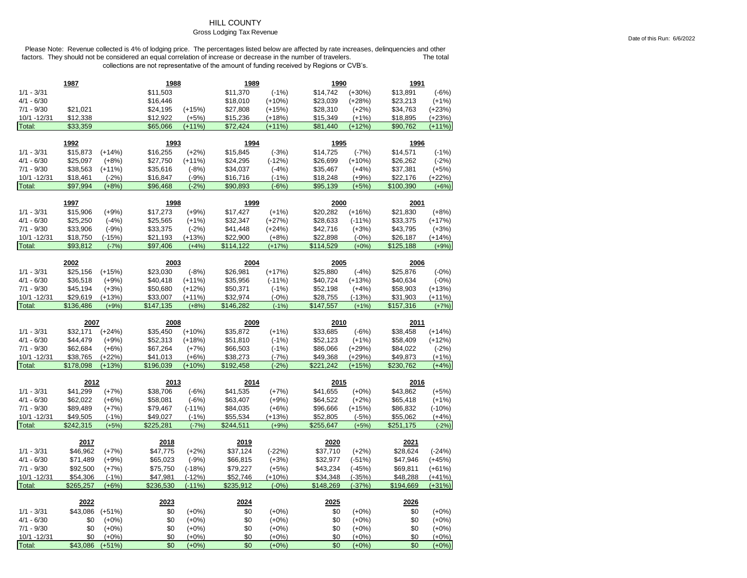# HILL COUNTY

## Gross Lodging Tax Revenue

Date of this Run: 6/6/2022

Please Note: Revenue collected is 4% of lodging price. The percentages listed below are affected by rate increases, delinquencies and other factors. They should not be considered an equal correlation of increase or decrease in the number of travelers. The total collections are not representative of the amount of funding received by Regions or CVB's.

| | 1987 | | 1988 | | 1989 | | 1990 | | 1991 | |
|---|---|---|---|---|---|---|---|---|---|---|
| 1/1 - 3/31 | | | $11,503 | | $11,370 | (-1%) | $14,742 | (+30%) | $13,891 | (-6%) |
| 4/1 - 6/30 | | | $16,446 | | $18,010 | (+10%) | $23,039 | (+28%) | $23,213 | (+1%) |
| 7/1 - 9/30 | $21,021 | | $24,195 | (+15%) | $27,808 | (+15%) | $28,310 | (+2%) | $34,763 | (+23%) |
| 10/1 -12/31 | $12,338 | | $12,922 | (+5%) | $15,236 | (+18%) | $15,349 | (+1%) | $18,895 | (+23%) |
| Total: | $33,359 | | $65,066 | (+11%) | $72,424 | (+11%) | $81,440 | (+12%) | $90,762 | (+11%) |

| | 1992 | | 1993 | | 1994 | | 1995 | | 1996 | |
|---|---|---|---|---|---|---|---|---|---|---|
| 1/1 - 3/31 | $15,873 | (+14%) | $16,255 | (+2%) | $15,845 | (-3%) | $14,725 | (-7%) | $14,571 | (-1%) |
| 4/1 - 6/30 | $25,097 | (+8%) | $27,750 | (+11%) | $24,295 | (-12%) | $26,699 | (+10%) | $26,262 | (-2%) |
| 7/1 - 9/30 | $38,563 | (+11%) | $35,616 | (-8%) | $34,037 | (-4%) | $35,467 | (+4%) | $37,381 | (+5%) |
| 10/1 -12/31 | $18,461 | (-2%) | $16,847 | (-9%) | $16,716 | (-1%) | $18,248 | (+9%) | $22,176 | (+22%) |
| Total: | $97,994 | (+8%) | $96,468 | (-2%) | $90,893 | (-6%) | $95,139 | (+5%) | $100,390 | (+6%) |

| | 1997 | | 1998 | | 1999 | | 2000 | | 2001 | |
|---|---|---|---|---|---|---|---|---|---|---|
| 1/1 - 3/31 | $15,906 | (+9%) | $17,273 | (+9%) | $17,427 | (+1%) | $20,282 | (+16%) | $21,830 | (+8%) |
| 4/1 - 6/30 | $25,250 | (-4%) | $25,565 | (+1%) | $32,347 | (+27%) | $28,633 | (-11%) | $33,375 | (+17%) |
| 7/1 - 9/30 | $33,906 | (-9%) | $33,375 | (-2%) | $41,448 | (+24%) | $42,716 | (+3%) | $43,795 | (+3%) |
| 10/1 -12/31 | $18,750 | (-15%) | $21,193 | (+13%) | $22,900 | (+8%) | $22,898 | (-0%) | $26,187 | (+14%) |
| Total: | $93,812 | (-7%) | $97,406 | (+4%) | $114,122 | (+17%) | $114,529 | (+0%) | $125,188 | (+9%) |

| | 2002 | | 2003 | | 2004 | | 2005 | | 2006 | |
|---|---|---|---|---|---|---|---|---|---|---|
| 1/1 - 3/31 | $25,156 | (+15%) | $23,030 | (-8%) | $26,981 | (+17%) | $25,880 | (-4%) | $25,876 | (-0%) |
| 4/1 - 6/30 | $36,518 | (+9%) | $40,418 | (+11%) | $35,956 | (-11%) | $40,724 | (+13%) | $40,634 | (-0%) |
| 7/1 - 9/30 | $45,194 | (+3%) | $50,680 | (+12%) | $50,371 | (-1%) | $52,198 | (+4%) | $58,903 | (+13%) |
| 10/1 -12/31 | $29,619 | (+13%) | $33,007 | (+11%) | $32,974 | (-0%) | $28,755 | (-13%) | $31,903 | (+11%) |
| Total: | $136,486 | (+9%) | $147,135 | (+8%) | $146,282 | (-1%) | $147,557 | (+1%) | $157,316 | (+7%) |

| | 2007 | | 2008 | | 2009 | | 2010 | | 2011 | |
|---|---|---|---|---|---|---|---|---|---|---|
| 1/1 - 3/31 | $32,171 | (+24%) | $35,450 | (+10%) | $35,872 | (+1%) | $33,685 | (-6%) | $38,458 | (+14%) |
| 4/1 - 6/30 | $44,479 | (+9%) | $52,313 | (+18%) | $51,810 | (-1%) | $52,123 | (+1%) | $58,409 | (+12%) |
| 7/1 - 9/30 | $62,684 | (+6%) | $67,264 | (+7%) | $66,503 | (-1%) | $86,066 | (+29%) | $84,022 | (-2%) |
| 10/1 -12/31 | $38,765 | (+22%) | $41,013 | (+6%) | $38,273 | (-7%) | $49,368 | (+29%) | $49,873 | (+1%) |
| Total: | $178,098 | (+13%) | $196,039 | (+10%) | $192,458 | (-2%) | $221,242 | (+15%) | $230,762 | (+4%) |

| | 2012 | | 2013 | | 2014 | | 2015 | | 2016 | |
|---|---|---|---|---|---|---|---|---|---|---|
| 1/1 - 3/31 | $41,299 | (+7%) | $38,706 | (-6%) | $41,535 | (+7%) | $41,655 | (+0%) | $43,862 | (+5%) |
| 4/1 - 6/30 | $62,022 | (+6%) | $58,081 | (-6%) | $63,407 | (+9%) | $64,522 | (+2%) | $65,418 | (+1%) |
| 7/1 - 9/30 | $89,489 | (+7%) | $79,467 | (-11%) | $84,035 | (+6%) | $96,666 | (+15%) | $86,832 | (-10%) |
| 10/1 -12/31 | $49,505 | (-1%) | $49,027 | (-1%) | $55,534 | (+13%) | $52,805 | (-5%) | $55,062 | (+4%) |
| Total: | $242,315 | (+5%) | $225,281 | (-7%) | $244,511 | (+9%) | $255,647 | (+5%) | $251,175 | (-2%) |

| | 2017 | | 2018 | | 2019 | | 2020 | | 2021 | |
|---|---|---|---|---|---|---|---|---|---|---|
| 1/1 - 3/31 | $46,962 | (+7%) | $47,775 | (+2%) | $37,124 | (-22%) | $37,710 | (+2%) | $28,624 | (-24%) |
| 4/1 - 6/30 | $71,489 | (+9%) | $65,023 | (-9%) | $66,815 | (+3%) | $32,977 | (-51%) | $47,946 | (+45%) |
| 7/1 - 9/30 | $92,500 | (+7%) | $75,750 | (-18%) | $79,227 | (+5%) | $43,234 | (-45%) | $69,811 | (+61%) |
| 10/1 -12/31 | $54,306 | (-1%) | $47,981 | (-12%) | $52,746 | (+10%) | $34,348 | (-35%) | $48,288 | (+41%) |
| Total: | $265,257 | (+6%) | $236,530 | (-11%) | $235,912 | (-0%) | $148,269 | (-37%) | $194,669 | (+31%) |

| | 2022 | | 2023 | | 2024 | | 2025 | | 2026 | |
|---|---|---|---|---|---|---|---|---|---|---|
| 1/1 - 3/31 | $43,086 | (+51%) | $0 | (+0%) | $0 | (+0%) | $0 | (+0%) | $0 | (+0%) |
| 4/1 - 6/30 | $0 | (+0%) | $0 | (+0%) | $0 | (+0%) | $0 | (+0%) | $0 | (+0%) |
| 7/1 - 9/30 | $0 | (+0%) | $0 | (+0%) | $0 | (+0%) | $0 | (+0%) | $0 | (+0%) |
| 10/1 -12/31 | $0 | (+0%) | $0 | (+0%) | $0 | (+0%) | $0 | (+0%) | $0 | (+0%) |
| Total: | $43,086 | (+51%) | $0 | (+0%) | $0 | (+0%) | $0 | (+0%) | $0 | (+0%) |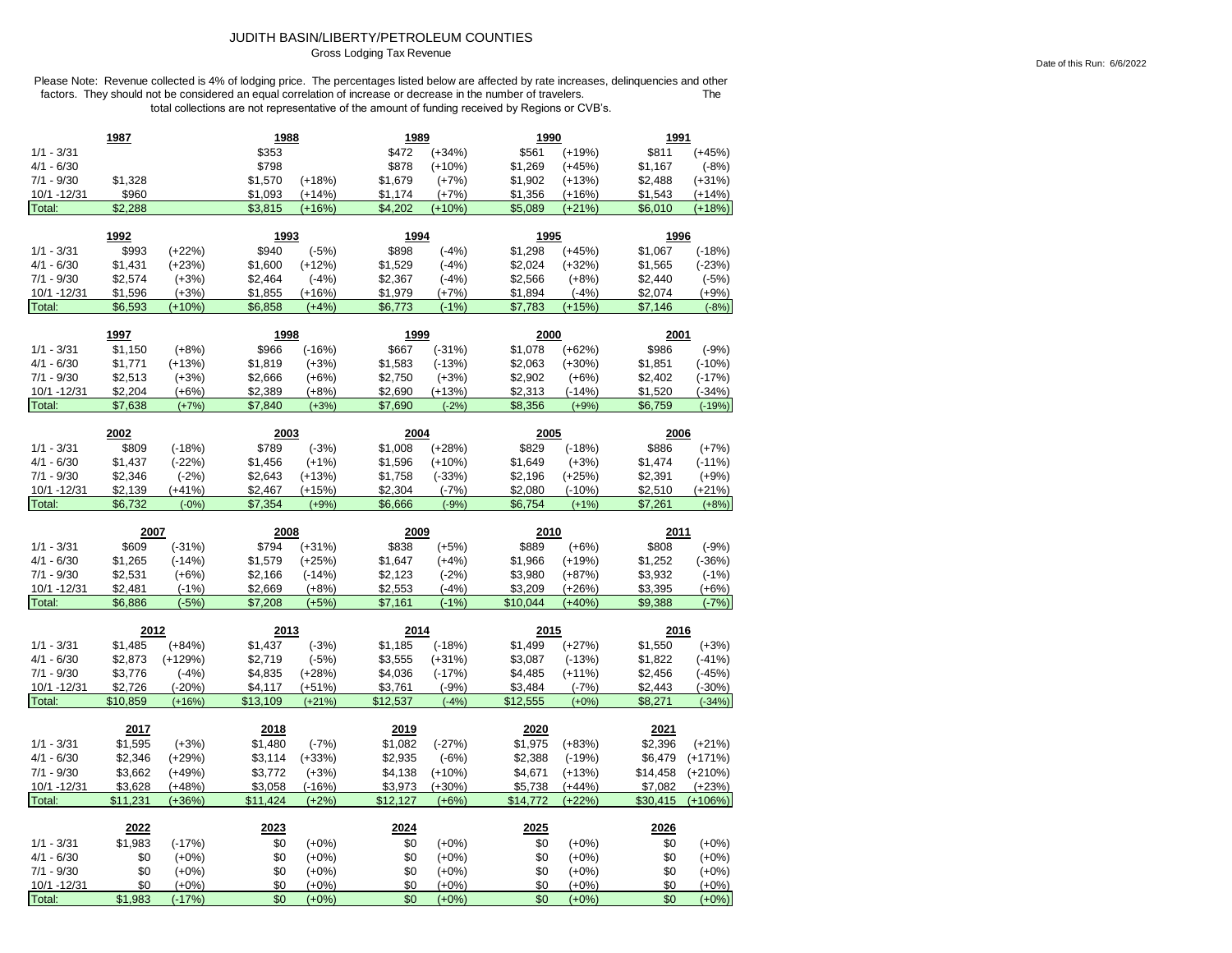# JUDITH BASIN/LIBERTY/PETROLEUM COUNTIES

Gross Lodging Tax Revenue

Date of this Run: 6/6/2022

Please Note: Revenue collected is 4% of lodging price. The percentages listed below are affected by rate increases, delinquencies and other factors. They should not be considered an equal correlation of increase or decrease in the number of travelers. The total collections are not representative of the amount of funding received by Regions or CVB's.

| | 1987 | | 1988 | | 1989 | | 1990 | | 1991 | |
|---|---|---|---|---|---|---|---|---|---|---|
| 1/1 - 3/31 | | | $353 | | $472 | (+34%) | $561 | (+19%) | $811 | (+45%) |
| 4/1 - 6/30 | | | $798 | | $878 | (+10%) | $1,269 | (+45%) | $1,167 | (-8%) |
| 7/1 - 9/30 | $1,328 | | $1,570 | (+18%) | $1,679 | (+7%) | $1,902 | (+13%) | $2,488 | (+31%) |
| 10/1 -12/31 | $960 | | $1,093 | (+14%) | $1,174 | (+7%) | $1,356 | (+16%) | $1,543 | (+14%) |
| Total: | $2,288 | | $3,815 | (+16%) | $4,202 | (+10%) | $5,089 | (+21%) | $6,010 | (+18%) |

| | 1992 | | 1993 | | 1994 | | 1995 | | 1996 | |
|---|---|---|---|---|---|---|---|---|---|---|
| 1/1 - 3/31 | $993 | (+22%) | $940 | (-5%) | $898 | (-4%) | $1,298 | (+45%) | $1,067 | (-18%) |
| 4/1 - 6/30 | $1,431 | (+23%) | $1,600 | (+12%) | $1,529 | (-4%) | $2,024 | (+32%) | $1,565 | (-23%) |
| 7/1 - 9/30 | $2,574 | (+3%) | $2,464 | (-4%) | $2,367 | (-4%) | $2,566 | (+8%) | $2,440 | (-5%) |
| 10/1 -12/31 | $1,596 | (+3%) | $1,855 | (+16%) | $1,979 | (+7%) | $1,894 | (-4%) | $2,074 | (+9%) |
| Total: | $6,593 | (+10%) | $6,858 | (+4%) | $6,773 | (-1%) | $7,783 | (+15%) | $7,146 | (-8%) |

| | 1997 | | 1998 | | 1999 | | 2000 | | 2001 | |
|---|---|---|---|---|---|---|---|---|---|---|
| 1/1 - 3/31 | $1,150 | (+8%) | $966 | (-16%) | $667 | (-31%) | $1,078 | (+62%) | $986 | (-9%) |
| 4/1 - 6/30 | $1,771 | (+13%) | $1,819 | (+3%) | $1,583 | (-13%) | $2,063 | (+30%) | $1,851 | (-10%) |
| 7/1 - 9/30 | $2,513 | (+3%) | $2,666 | (+6%) | $2,750 | (+3%) | $2,902 | (+6%) | $2,402 | (-17%) |
| 10/1 -12/31 | $2,204 | (+6%) | $2,389 | (+8%) | $2,690 | (+13%) | $2,313 | (-14%) | $1,520 | (-34%) |
| Total: | $7,638 | (+7%) | $7,840 | (+3%) | $7,690 | (-2%) | $8,356 | (+9%) | $6,759 | (-19%) |

| | 2002 | | 2003 | | 2004 | | 2005 | | 2006 | |
|---|---|---|---|---|---|---|---|---|---|---|
| 1/1 - 3/31 | $809 | (-18%) | $789 | (-3%) | $1,008 | (+28%) | $829 | (-18%) | $886 | (+7%) |
| 4/1 - 6/30 | $1,437 | (-22%) | $1,456 | (+1%) | $1,596 | (+10%) | $1,649 | (+3%) | $1,474 | (-11%) |
| 7/1 - 9/30 | $2,346 | (-2%) | $2,643 | (+13%) | $1,758 | (-33%) | $2,196 | (+25%) | $2,391 | (+9%) |
| 10/1 -12/31 | $2,139 | (+41%) | $2,467 | (+15%) | $2,304 | (-7%) | $2,080 | (-10%) | $2,510 | (+21%) |
| Total: | $6,732 | (-0%) | $7,354 | (+9%) | $6,666 | (-9%) | $6,754 | (+1%) | $7,261 | (+8%) |

| | 2007 | | 2008 | | 2009 | | 2010 | | 2011 | |
|---|---|---|---|---|---|---|---|---|---|---|
| 1/1 - 3/31 | $609 | (-31%) | $794 | (+31%) | $838 | (+5%) | $889 | (+6%) | $808 | (-9%) |
| 4/1 - 6/30 | $1,265 | (-14%) | $1,579 | (+25%) | $1,647 | (+4%) | $1,966 | (+19%) | $1,252 | (-36%) |
| 7/1 - 9/30 | $2,531 | (+6%) | $2,166 | (-14%) | $2,123 | (-2%) | $3,980 | (+87%) | $3,932 | (-1%) |
| 10/1 -12/31 | $2,481 | (-1%) | $2,669 | (+8%) | $2,553 | (-4%) | $3,209 | (+26%) | $3,395 | (+6%) |
| Total: | $6,886 | (-5%) | $7,208 | (+5%) | $7,161 | (-1%) | $10,044 | (+40%) | $9,388 | (-7%) |

| | 2012 | | 2013 | | 2014 | | 2015 | | 2016 | |
|---|---|---|---|---|---|---|---|---|---|---|
| 1/1 - 3/31 | $1,485 | (+84%) | $1,437 | (-3%) | $1,185 | (-18%) | $1,499 | (+27%) | $1,550 | (+3%) |
| 4/1 - 6/30 | $2,873 | (+129%) | $2,719 | (-5%) | $3,555 | (+31%) | $3,087 | (-13%) | $1,822 | (-41%) |
| 7/1 - 9/30 | $3,776 | (-4%) | $4,835 | (+28%) | $4,036 | (-17%) | $4,485 | (+11%) | $2,456 | (-45%) |
| 10/1 -12/31 | $2,726 | (-20%) | $4,117 | (+51%) | $3,761 | (-9%) | $3,484 | (-7%) | $2,443 | (-30%) |
| Total: | $10,859 | (+16%) | $13,109 | (+21%) | $12,537 | (-4%) | $12,555 | (+0%) | $8,271 | (-34%) |

| | 2017 | | 2018 | | 2019 | | 2020 | | 2021 | |
|---|---|---|---|---|---|---|---|---|---|---|
| 1/1 - 3/31 | $1,595 | (+3%) | $1,480 | (-7%) | $1,082 | (-27%) | $1,975 | (+83%) | $2,396 | (+21%) |
| 4/1 - 6/30 | $2,346 | (+29%) | $3,114 | (+33%) | $2,935 | (-6%) | $2,388 | (-19%) | $6,479 | (+171%) |
| 7/1 - 9/30 | $3,662 | (+49%) | $3,772 | (+3%) | $4,138 | (+10%) | $4,671 | (+13%) | $14,458 | (+210%) |
| 10/1 -12/31 | $3,628 | (+48%) | $3,058 | (-16%) | $3,973 | (+30%) | $5,738 | (+44%) | $7,082 | (+23%) |
| Total: | $11,231 | (+36%) | $11,424 | (+2%) | $12,127 | (+6%) | $14,772 | (+22%) | $30,415 | (+106%) |

| | 2022 | | 2023 | | 2024 | | 2025 | | 2026 | |
|---|---|---|---|---|---|---|---|---|---|---|
| 1/1 - 3/31 | $1,983 | (-17%) | $0 | (+0%) | $0 | (+0%) | $0 | (+0%) | $0 | (+0%) |
| 4/1 - 6/30 | $0 | (+0%) | $0 | (+0%) | $0 | (+0%) | $0 | (+0%) | $0 | (+0%) |
| 7/1 - 9/30 | $0 | (+0%) | $0 | (+0%) | $0 | (+0%) | $0 | (+0%) | $0 | (+0%) |
| 10/1 -12/31 | $0 | (+0%) | $0 | (+0%) | $0 | (+0%) | $0 | (+0%) | $0 | (+0%) |
| Total: | $1,983 | (-17%) | $0 | (+0%) | $0 | (+0%) | $0 | (+0%) | $0 | (+0%) |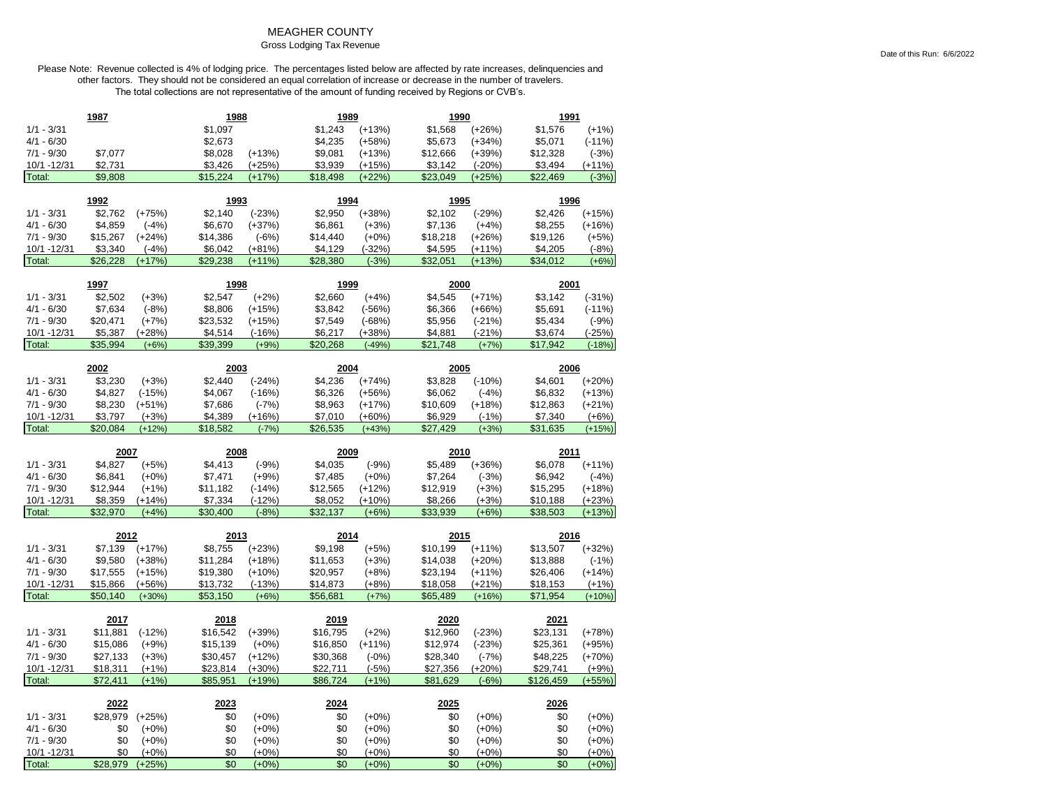# MEAGHER COUNTY

Gross Lodging Tax Revenue

Date of this Run: 6/6/2022

Please Note: Revenue collected is 4% of lodging price. The percentages listed below are affected by rate increases, delinquencies and other factors. They should not be considered an equal correlation of increase or decrease in the number of travelers. The total collections are not representative of the amount of funding received by Regions or CVB's.

| | 1987 | | 1988 | | 1989 | | 1990 | | 1991 | |
|---|---|---|---|---|---|---|---|---|---|---|
| 1/1 - 3/31 | | | $1,097 | | $1,243 | (+13%) | $1,568 | (+26%) | $1,576 | (+1%) |
| 4/1 - 6/30 | | | $2,673 | | $4,235 | (+58%) | $5,673 | (+34%) | $5,071 | (-11%) |
| 7/1 - 9/30 | $7,077 | | $8,028 | (+13%) | $9,081 | (+13%) | $12,666 | (+39%) | $12,328 | (-3%) |
| 10/1 -12/31 | $2,731 | | $3,426 | (+25%) | $3,939 | (+15%) | $3,142 | (-20%) | $3,494 | (+11%) |
| Total: | $9,808 | | $15,224 | (+17%) | $18,498 | (+22%) | $23,049 | (+25%) | $22,469 | (-3%) |

| | 1992 | | 1993 | | 1994 | | 1995 | | 1996 | |
|---|---|---|---|---|---|---|---|---|---|---|
| 1/1 - 3/31 | $2,762 | (+75%) | $2,140 | (-23%) | $2,950 | (+38%) | $2,102 | (-29%) | $2,426 | (+15%) |
| 4/1 - 6/30 | $4,859 | (-4%) | $6,670 | (+37%) | $6,861 | (+3%) | $7,136 | (+4%) | $8,255 | (+16%) |
| 7/1 - 9/30 | $15,267 | (+24%) | $14,386 | (-6%) | $14,440 | (+0%) | $18,218 | (+26%) | $19,126 | (+5%) |
| 10/1 -12/31 | $3,340 | (-4%) | $6,042 | (+81%) | $4,129 | (-32%) | $4,595 | (+11%) | $4,205 | (-8%) |
| Total: | $26,228 | (+17%) | $29,238 | (+11%) | $28,380 | (-3%) | $32,051 | (+13%) | $34,012 | (+6%) |

| | 1997 | | 1998 | | 1999 | | 2000 | | 2001 | |
|---|---|---|---|---|---|---|---|---|---|---|
| 1/1 - 3/31 | $2,502 | (+3%) | $2,547 | (+2%) | $2,660 | (+4%) | $4,545 | (+71%) | $3,142 | (-31%) |
| 4/1 - 6/30 | $7,634 | (-8%) | $8,806 | (+15%) | $3,842 | (-56%) | $6,366 | (+66%) | $5,691 | (-11%) |
| 7/1 - 9/30 | $20,471 | (+7%) | $23,532 | (+15%) | $7,549 | (-68%) | $5,956 | (-21%) | $5,434 | (-9%) |
| 10/1 -12/31 | $5,387 | (+28%) | $4,514 | (-16%) | $6,217 | (+38%) | $4,881 | (-21%) | $3,674 | (-25%) |
| Total: | $35,994 | (+6%) | $39,399 | (+9%) | $20,268 | (-49%) | $21,748 | (+7%) | $17,942 | (-18%) |

| | 2002 | | 2003 | | 2004 | | 2005 | | 2006 | |
|---|---|---|---|---|---|---|---|---|---|---|
| 1/1 - 3/31 | $3,230 | (+3%) | $2,440 | (-24%) | $4,236 | (+74%) | $3,828 | (-10%) | $4,601 | (+20%) |
| 4/1 - 6/30 | $4,827 | (-15%) | $4,067 | (-16%) | $6,326 | (+56%) | $6,062 | (-4%) | $6,832 | (+13%) |
| 7/1 - 9/30 | $8,230 | (+51%) | $7,686 | (-7%) | $8,963 | (+17%) | $10,609 | (+18%) | $12,863 | (+21%) |
| 10/1 -12/31 | $3,797 | (+3%) | $4,389 | (+16%) | $7,010 | (+60%) | $6,929 | (-1%) | $7,340 | (+6%) |
| Total: | $20,084 | (+12%) | $18,582 | (-7%) | $26,535 | (+43%) | $27,429 | (+3%) | $31,635 | (+15%) |

| | 2007 | | 2008 | | 2009 | | 2010 | | 2011 | |
|---|---|---|---|---|---|---|---|---|---|---|
| 1/1 - 3/31 | $4,827 | (+5%) | $4,413 | (-9%) | $4,035 | (-9%) | $5,489 | (+36%) | $6,078 | (+11%) |
| 4/1 - 6/30 | $6,841 | (+0%) | $7,471 | (+9%) | $7,485 | (+0%) | $7,264 | (-3%) | $6,942 | (-4%) |
| 7/1 - 9/30 | $12,944 | (+1%) | $11,182 | (-14%) | $12,565 | (+12%) | $12,919 | (+3%) | $15,295 | (+18%) |
| 10/1 -12/31 | $8,359 | (+14%) | $7,334 | (-12%) | $8,052 | (+10%) | $8,266 | (+3%) | $10,188 | (+23%) |
| Total: | $32,970 | (+4%) | $30,400 | (-8%) | $32,137 | (+6%) | $33,939 | (+6%) | $38,503 | (+13%) |

| | 2012 | | 2013 | | 2014 | | 2015 | | 2016 | |
|---|---|---|---|---|---|---|---|---|---|---|
| 1/1 - 3/31 | $7,139 | (+17%) | $8,755 | (+23%) | $9,198 | (+5%) | $10,199 | (+11%) | $13,507 | (+32%) |
| 4/1 - 6/30 | $9,580 | (+38%) | $11,284 | (+18%) | $11,653 | (+3%) | $14,038 | (+20%) | $13,888 | (-1%) |
| 7/1 - 9/30 | $17,555 | (+15%) | $19,380 | (+10%) | $20,957 | (+8%) | $23,194 | (+11%) | $26,406 | (+14%) |
| 10/1 -12/31 | $15,866 | (+56%) | $13,732 | (-13%) | $14,873 | (+8%) | $18,058 | (+21%) | $18,153 | (+1%) |
| Total: | $50,140 | (+30%) | $53,150 | (+6%) | $56,681 | (+7%) | $65,489 | (+16%) | $71,954 | (+10%) |

| | 2017 | | 2018 | | 2019 | | 2020 | | 2021 | |
|---|---|---|---|---|---|---|---|---|---|---|
| 1/1 - 3/31 | $11,881 | (-12%) | $16,542 | (+39%) | $16,795 | (+2%) | $12,960 | (-23%) | $23,131 | (+78%) |
| 4/1 - 6/30 | $15,086 | (+9%) | $15,139 | (+0%) | $16,850 | (+11%) | $12,974 | (-23%) | $25,361 | (+95%) |
| 7/1 - 9/30 | $27,133 | (+3%) | $30,457 | (+12%) | $30,368 | (-0%) | $28,340 | (-7%) | $48,225 | (+70%) |
| 10/1 -12/31 | $18,311 | (+1%) | $23,814 | (+30%) | $22,711 | (-5%) | $27,356 | (+20%) | $29,741 | (+9%) |
| Total: | $72,411 | (+1%) | $85,951 | (+19%) | $86,724 | (+1%) | $81,629 | (-6%) | $126,459 | (+55%) |

| | 2022 | | 2023 | | 2024 | | 2025 | | 2026 | |
|---|---|---|---|---|---|---|---|---|---|---|
| 1/1 - 3/31 | $28,979 | (+25%) | $0 | (+0%) | $0 | (+0%) | $0 | (+0%) | $0 | (+0%) |
| 4/1 - 6/30 | $0 | (+0%) | $0 | (+0%) | $0 | (+0%) | $0 | (+0%) | $0 | (+0%) |
| 7/1 - 9/30 | $0 | (+0%) | $0 | (+0%) | $0 | (+0%) | $0 | (+0%) | $0 | (+0%) |
| 10/1 -12/31 | $0 | (+0%) | $0 | (+0%) | $0 | (+0%) | $0 | (+0%) | $0 | (+0%) |
| Total: | $28,979 | (+25%) | $0 | (+0%) | $0 | (+0%) | $0 | (+0%) | $0 | (+0%) |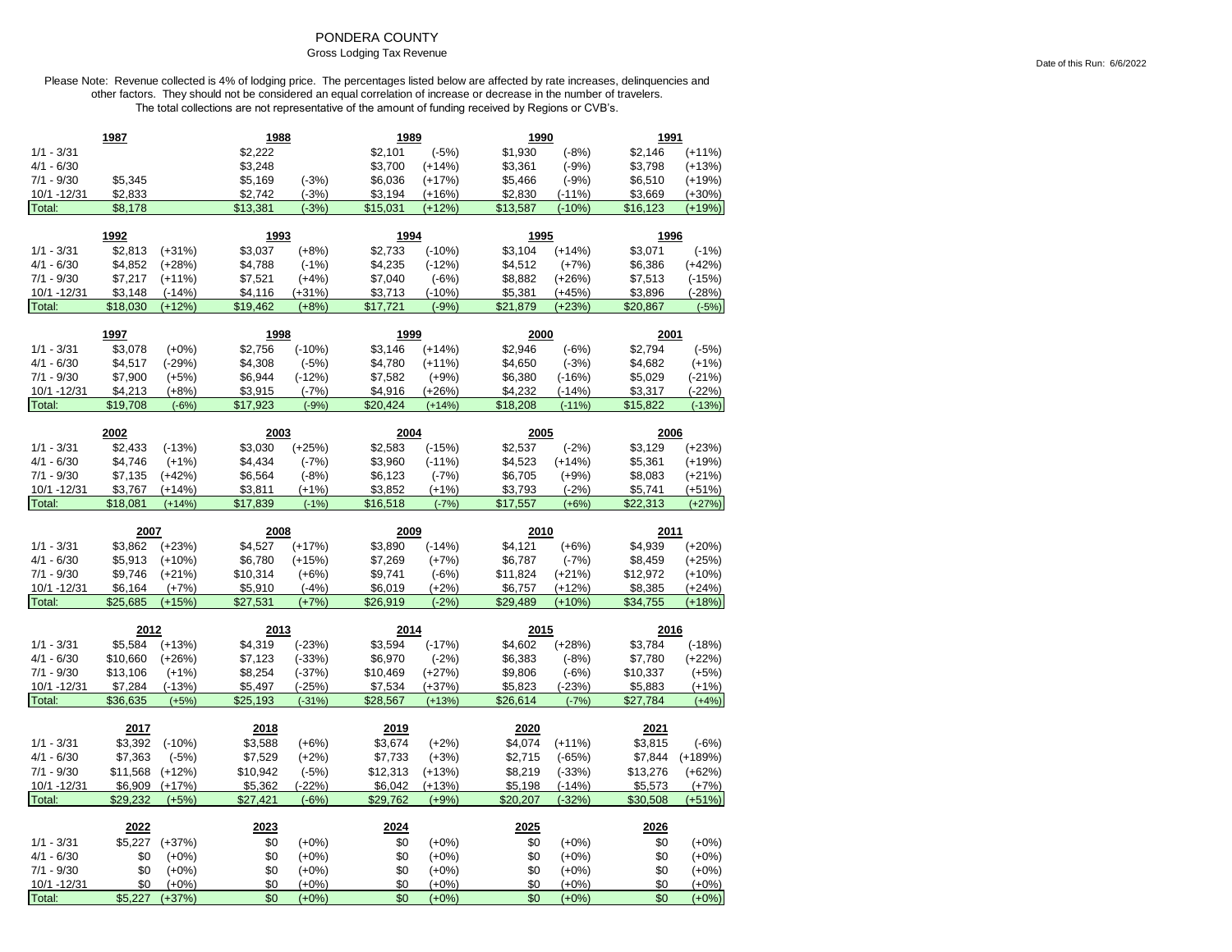# PONDERA COUNTY

## Gross Lodging Tax Revenue

Date of this Run: 6/6/2022

Please Note: Revenue collected is 4% of lodging price. The percentages listed below are affected by rate increases, delinquencies and other factors. They should not be considered an equal correlation of increase or decrease in the number of travelers. The total collections are not representative of the amount of funding received by Regions or CVB's.

| | 1987 | | 1988 | | 1989 | | 1990 | | 1991 | |
|---|---|---|---|---|---|---|---|---|---|---|
| 1/1 - 3/31 | | | $2,222 | | $2,101 | (-5%) | $1,930 | (-8%) | $2,146 | (+11%) |
| 4/1 - 6/30 | | | $3,248 | | $3,700 | (+14%) | $3,361 | (-9%) | $3,798 | (+13%) |
| 7/1 - 9/30 | $5,345 | | $5,169 | (-3%) | $6,036 | (+17%) | $5,466 | (-9%) | $6,510 | (+19%) |
| 10/1 -12/31 | $2,833 | | $2,742 | (-3%) | $3,194 | (+16%) | $2,830 | (-11%) | $3,669 | (+30%) |
| Total: | $8,178 | | $13,381 | (-3%) | $15,031 | (+12%) | $13,587 | (-10%) | $16,123 | (+19%) |

| | 1992 | | 1993 | | 1994 | | 1995 | | 1996 | |
|---|---|---|---|---|---|---|---|---|---|---|
| 1/1 - 3/31 | $2,813 | (+31%) | $3,037 | (+8%) | $2,733 | (-10%) | $3,104 | (+14%) | $3,071 | (-1%) |
| 4/1 - 6/30 | $4,852 | (+28%) | $4,788 | (-1%) | $4,235 | (-12%) | $4,512 | (+7%) | $6,386 | (+42%) |
| 7/1 - 9/30 | $7,217 | (+11%) | $7,521 | (+4%) | $7,040 | (-6%) | $8,882 | (+26%) | $7,513 | (-15%) |
| 10/1 -12/31 | $3,148 | (-14%) | $4,116 | (+31%) | $3,713 | (-10%) | $5,381 | (+45%) | $3,896 | (-28%) |
| Total: | $18,030 | (+12%) | $19,462 | (+8%) | $17,721 | (-9%) | $21,879 | (+23%) | $20,867 | (-5%) |

| | 1997 | | 1998 | | 1999 | | 2000 | | 2001 | |
|---|---|---|---|---|---|---|---|---|---|---|
| 1/1 - 3/31 | $3,078 | (+0%) | $2,756 | (-10%) | $3,146 | (+14%) | $2,946 | (-6%) | $2,794 | (-5%) |
| 4/1 - 6/30 | $4,517 | (-29%) | $4,308 | (-5%) | $4,780 | (+11%) | $4,650 | (-3%) | $4,682 | (+1%) |
| 7/1 - 9/30 | $7,900 | (+5%) | $6,944 | (-12%) | $7,582 | (+9%) | $6,380 | (-16%) | $5,029 | (-21%) |
| 10/1 -12/31 | $4,213 | (+8%) | $3,915 | (-7%) | $4,916 | (+26%) | $4,232 | (-14%) | $3,317 | (-22%) |
| Total: | $19,708 | (-6%) | $17,923 | (-9%) | $20,424 | (+14%) | $18,208 | (-11%) | $15,822 | (-13%) |

| | 2002 | | 2003 | | 2004 | | 2005 | | 2006 | |
|---|---|---|---|---|---|---|---|---|---|---|
| 1/1 - 3/31 | $2,433 | (-13%) | $3,030 | (+25%) | $2,583 | (-15%) | $2,537 | (-2%) | $3,129 | (+23%) |
| 4/1 - 6/30 | $4,746 | (+1%) | $4,434 | (-7%) | $3,960 | (-11%) | $4,523 | (+14%) | $5,361 | (+19%) |
| 7/1 - 9/30 | $7,135 | (+42%) | $6,564 | (-8%) | $6,123 | (-7%) | $6,705 | (+9%) | $8,083 | (+21%) |
| 10/1 -12/31 | $3,767 | (+14%) | $3,811 | (+1%) | $3,852 | (+1%) | $3,793 | (-2%) | $5,741 | (+51%) |
| Total: | $18,081 | (+14%) | $17,839 | (-1%) | $16,518 | (-7%) | $17,557 | (+6%) | $22,313 | (+27%) |

| | 2007 | | 2008 | | 2009 | | 2010 | | 2011 | |
|---|---|---|---|---|---|---|---|---|---|---|
| 1/1 - 3/31 | $3,862 | (+23%) | $4,527 | (+17%) | $3,890 | (-14%) | $4,121 | (+6%) | $4,939 | (+20%) |
| 4/1 - 6/30 | $5,913 | (+10%) | $6,780 | (+15%) | $7,269 | (+7%) | $6,787 | (-7%) | $8,459 | (+25%) |
| 7/1 - 9/30 | $9,746 | (+21%) | $10,314 | (+6%) | $9,741 | (-6%) | $11,824 | (+21%) | $12,972 | (+10%) |
| 10/1 -12/31 | $6,164 | (+7%) | $5,910 | (-4%) | $6,019 | (+2%) | $6,757 | (+12%) | $8,385 | (+24%) |
| Total: | $25,685 | (+15%) | $27,531 | (+7%) | $26,919 | (-2%) | $29,489 | (+10%) | $34,755 | (+18%) |

| | 2012 | | 2013 | | 2014 | | 2015 | | 2016 | |
|---|---|---|---|---|---|---|---|---|---|---|
| 1/1 - 3/31 | $5,584 | (+13%) | $4,319 | (-23%) | $3,594 | (-17%) | $4,602 | (+28%) | $3,784 | (-18%) |
| 4/1 - 6/30 | $10,660 | (+26%) | $7,123 | (-33%) | $6,970 | (-2%) | $6,383 | (-8%) | $7,780 | (+22%) |
| 7/1 - 9/30 | $13,106 | (+1%) | $8,254 | (-37%) | $10,469 | (+27%) | $9,806 | (-6%) | $10,337 | (+5%) |
| 10/1 -12/31 | $7,284 | (-13%) | $5,497 | (-25%) | $7,534 | (+37%) | $5,823 | (-23%) | $5,883 | (+1%) |
| Total: | $36,635 | (+5%) | $25,193 | (-31%) | $28,567 | (+13%) | $26,614 | (-7%) | $27,784 | (+4%) |

| | 2017 | | 2018 | | 2019 | | 2020 | | 2021 | |
|---|---|---|---|---|---|---|---|---|---|---|
| 1/1 - 3/31 | $3,392 | (-10%) | $3,588 | (+6%) | $3,674 | (+2%) | $4,074 | (+11%) | $3,815 | (-6%) |
| 4/1 - 6/30 | $7,363 | (-5%) | $7,529 | (+2%) | $7,733 | (+3%) | $2,715 | (-65%) | $7,844 | (+189%) |
| 7/1 - 9/30 | $11,568 | (+12%) | $10,942 | (-5%) | $12,313 | (+13%) | $8,219 | (-33%) | $13,276 | (+62%) |
| 10/1 -12/31 | $6,909 | (+17%) | $5,362 | (-22%) | $6,042 | (+13%) | $5,198 | (-14%) | $5,573 | (+7%) |
| Total: | $29,232 | (+5%) | $27,421 | (-6%) | $29,762 | (+9%) | $20,207 | (-32%) | $30,508 | (+51%) |

| | 2022 | | 2023 | | 2024 | | 2025 | | 2026 | |
|---|---|---|---|---|---|---|---|---|---|---|
| 1/1 - 3/31 | $5,227 | (+37%) | $0 | (+0%) | $0 | (+0%) | $0 | (+0%) | $0 | (+0%) |
| 4/1 - 6/30 | $0 | (+0%) | $0 | (+0%) | $0 | (+0%) | $0 | (+0%) | $0 | (+0%) |
| 7/1 - 9/30 | $0 | (+0%) | $0 | (+0%) | $0 | (+0%) | $0 | (+0%) | $0 | (+0%) |
| 10/1 -12/31 | $0 | (+0%) | $0 | (+0%) | $0 | (+0%) | $0 | (+0%) | $0 | (+0%) |
| Total: | $5,227 | (+37%) | $0 | (+0%) | $0 | (+0%) | $0 | (+0%) | $0 | (+0%) |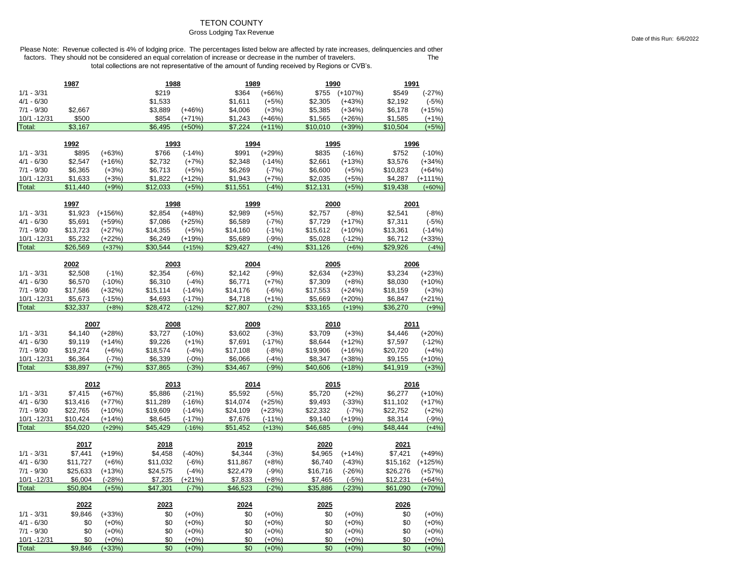# TETON COUNTY

Gross Lodging Tax Revenue

Date of this Run: 6/6/2022

Please Note: Revenue collected is 4% of lodging price. The percentages listed below are affected by rate increases, delinquencies and other factors. They should not be considered an equal correlation of increase or decrease in the number of travelers. The total collections are not representative of the amount of funding received by Regions or CVB's.

| | 1987 | | 1988 | | 1989 | | 1990 | | 1991 | |
|---|---|---|---|---|---|---|---|---|---|---|
| 1/1 - 3/31 | | | $219 | | $364 | (+66%) | $755 | (+107%) | $549 | (-27%) |
| 4/1 - 6/30 | | | $1,533 | | $1,611 | (+5%) | $2,305 | (+43%) | $2,192 | (-5%) |
| 7/1 - 9/30 | $2,667 | | $3,889 | (+46%) | $4,006 | (+3%) | $5,385 | (+34%) | $6,178 | (+15%) |
| 10/1 -12/31 | $500 | | $854 | (+71%) | $1,243 | (+46%) | $1,565 | (+26%) | $1,585 | (+1%) |
| Total: | $3,167 | | $6,495 | (+50%) | $7,224 | (+11%) | $10,010 | (+39%) | $10,504 | (+5%) |

| | 1992 | | 1993 | | 1994 | | 1995 | | 1996 | |
|---|---|---|---|---|---|---|---|---|---|---|
| 1/1 - 3/31 | $895 | (+63%) | $766 | (-14%) | $991 | (+29%) | $835 | (-16%) | $752 | (-10%) |
| 4/1 - 6/30 | $2,547 | (+16%) | $2,732 | (+7%) | $2,348 | (-14%) | $2,661 | (+13%) | $3,576 | (+34%) |
| 7/1 - 9/30 | $6,365 | (+3%) | $6,713 | (+5%) | $6,269 | (-7%) | $6,600 | (+5%) | $10,823 | (+64%) |
| 10/1 -12/31 | $1,633 | (+3%) | $1,822 | (+12%) | $1,943 | (+7%) | $2,035 | (+5%) | $4,287 | (+111%) |
| Total: | $11,440 | (+9%) | $12,033 | (+5%) | $11,551 | (-4%) | $12,131 | (+5%) | $19,438 | (+60%) |

| | 1997 | | 1998 | | 1999 | | 2000 | | 2001 | |
|---|---|---|---|---|---|---|---|---|---|---|
| 1/1 - 3/31 | $1,923 | (+156%) | $2,854 | (+48%) | $2,989 | (+5%) | $2,757 | (-8%) | $2,541 | (-8%) |
| 4/1 - 6/30 | $5,691 | (+59%) | $7,086 | (+25%) | $6,589 | (-7%) | $7,729 | (+17%) | $7,311 | (-5%) |
| 7/1 - 9/30 | $13,723 | (+27%) | $14,355 | (+5%) | $14,160 | (-1%) | $15,612 | (+10%) | $13,361 | (-14%) |
| 10/1 -12/31 | $5,232 | (+22%) | $6,249 | (+19%) | $5,689 | (-9%) | $5,028 | (-12%) | $6,712 | (+33%) |
| Total: | $26,569 | (+37%) | $30,544 | (+15%) | $29,427 | (-4%) | $31,126 | (+6%) | $29,926 | (-4%) |

| | 2002 | | 2003 | | 2004 | | 2005 | | 2006 | |
|---|---|---|---|---|---|---|---|---|---|---|
| 1/1 - 3/31 | $2,508 | (-1%) | $2,354 | (-6%) | $2,142 | (-9%) | $2,634 | (+23%) | $3,234 | (+23%) |
| 4/1 - 6/30 | $6,570 | (-10%) | $6,310 | (-4%) | $6,771 | (+7%) | $7,309 | (+8%) | $8,030 | (+10%) |
| 7/1 - 9/30 | $17,586 | (+32%) | $15,114 | (-14%) | $14,176 | (-6%) | $17,553 | (+24%) | $18,159 | (+3%) |
| 10/1 -12/31 | $5,673 | (-15%) | $4,693 | (-17%) | $4,718 | (+1%) | $5,669 | (+20%) | $6,847 | (+21%) |
| Total: | $32,337 | (+8%) | $28,472 | (-12%) | $27,807 | (-2%) | $33,165 | (+19%) | $36,270 | (+9%) |

| | 2007 | | 2008 | | 2009 | | 2010 | | 2011 | |
|---|---|---|---|---|---|---|---|---|---|---|
| 1/1 - 3/31 | $4,140 | (+28%) | $3,727 | (-10%) | $3,602 | (-3%) | $3,709 | (+3%) | $4,446 | (+20%) |
| 4/1 - 6/30 | $9,119 | (+14%) | $9,226 | (+1%) | $7,691 | (-17%) | $8,644 | (+12%) | $7,597 | (-12%) |
| 7/1 - 9/30 | $19,274 | (+6%) | $18,574 | (-4%) | $17,108 | (-8%) | $19,906 | (+16%) | $20,720 | (+4%) |
| 10/1 -12/31 | $6,364 | (-7%) | $6,339 | (-0%) | $6,066 | (-4%) | $8,347 | (+38%) | $9,155 | (+10%) |
| Total: | $38,897 | (+7%) | $37,865 | (-3%) | $34,467 | (-9%) | $40,606 | (+18%) | $41,919 | (+3%) |

| | 2012 | | 2013 | | 2014 | | 2015 | | 2016 | |
|---|---|---|---|---|---|---|---|---|---|---|
| 1/1 - 3/31 | $7,415 | (+67%) | $5,886 | (-21%) | $5,592 | (-5%) | $5,720 | (+2%) | $6,277 | (+10%) |
| 4/1 - 6/30 | $13,416 | (+77%) | $11,289 | (-16%) | $14,074 | (+25%) | $9,493 | (-33%) | $11,102 | (+17%) |
| 7/1 - 9/30 | $22,765 | (+10%) | $19,609 | (-14%) | $24,109 | (+23%) | $22,332 | (-7%) | $22,752 | (+2%) |
| 10/1 -12/31 | $10,424 | (+14%) | $8,645 | (-17%) | $7,676 | (-11%) | $9,140 | (+19%) | $8,314 | (-9%) |
| Total: | $54,020 | (+29%) | $45,429 | (-16%) | $51,452 | (+13%) | $46,685 | (-9%) | $48,444 | (+4%) |

| | 2017 | | 2018 | | 2019 | | 2020 | | 2021 | |
|---|---|---|---|---|---|---|---|---|---|---|
| 1/1 - 3/31 | $7,441 | (+19%) | $4,458 | (-40%) | $4,344 | (-3%) | $4,965 | (+14%) | $7,421 | (+49%) |
| 4/1 - 6/30 | $11,727 | (+6%) | $11,032 | (-6%) | $11,867 | (+8%) | $6,740 | (-43%) | $15,162 | (+125%) |
| 7/1 - 9/30 | $25,633 | (+13%) | $24,575 | (-4%) | $22,479 | (-9%) | $16,716 | (-26%) | $26,276 | (+57%) |
| 10/1 -12/31 | $6,004 | (-28%) | $7,235 | (+21%) | $7,833 | (+8%) | $7,465 | (-5%) | $12,231 | (+64%) |
| Total: | $50,804 | (+5%) | $47,301 | (-7%) | $46,523 | (-2%) | $35,886 | (-23%) | $61,090 | (+70%) |

| | 2022 | | 2023 | | 2024 | | 2025 | | 2026 | |
|---|---|---|---|---|---|---|---|---|---|---|
| 1/1 - 3/31 | $9,846 | (+33%) | $0 | (+0%) | $0 | (+0%) | $0 | (+0%) | $0 | (+0%) |
| 4/1 - 6/30 | $0 | (+0%) | $0 | (+0%) | $0 | (+0%) | $0 | (+0%) | $0 | (+0%) |
| 7/1 - 9/30 | $0 | (+0%) | $0 | (+0%) | $0 | (+0%) | $0 | (+0%) | $0 | (+0%) |
| 10/1 -12/31 | $0 | (+0%) | $0 | (+0%) | $0 | (+0%) | $0 | (+0%) | $0 | (+0%) |
| Total: | $9,846 | (+33%) | $0 | (+0%) | $0 | (+0%) | $0 | (+0%) | $0 | (+0%) |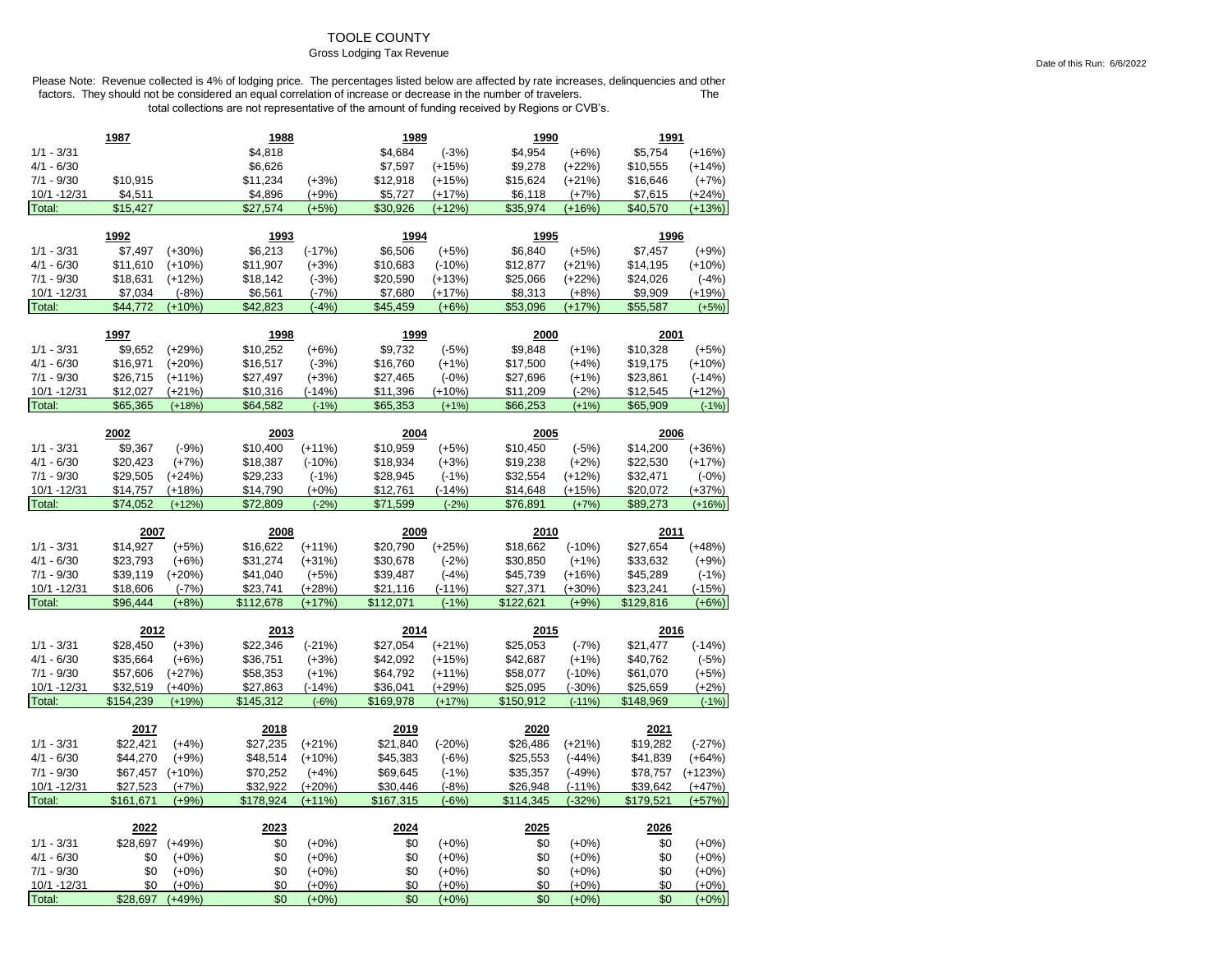# TOOLE COUNTY

Gross Lodging Tax Revenue

Date of this Run: 6/6/2022

Please Note: Revenue collected is 4% of lodging price. The percentages listed below are affected by rate increases, delinquencies and other factors. They should not be considered an equal correlation of increase or decrease in the number of travelers. The total collections are not representative of the amount of funding received by Regions or CVB's.

| | 1987 | | 1988 | | 1989 | | 1990 | | 1991 | |
|---|---|---|---|---|---|---|---|---|---|---|
| 1/1 - 3/31 | | | $4,818 | | $4,684 | (-3%) | $4,954 | (+6%) | $5,754 | (+16%) |
| 4/1 - 6/30 | | | $6,626 | | $7,597 | (+15%) | $9,278 | (+22%) | $10,555 | (+14%) |
| 7/1 - 9/30 | $10,915 | | $11,234 | (+3%) | $12,918 | (+15%) | $15,624 | (+21%) | $16,646 | (+7%) |
| 10/1 -12/31 | $4,511 | | $4,896 | (+9%) | $5,727 | (+17%) | $6,118 | (+7%) | $7,615 | (+24%) |
| Total: | $15,427 | | $27,574 | (+5%) | $30,926 | (+12%) | $35,974 | (+16%) | $40,570 | (+13%) |

| | 1992 | | 1993 | | 1994 | | 1995 | | 1996 | |
|---|---|---|---|---|---|---|---|---|---|---|
| 1/1 - 3/31 | $7,497 | (+30%) | $6,213 | (-17%) | $6,506 | (+5%) | $6,840 | (+5%) | $7,457 | (+9%) |
| 4/1 - 6/30 | $11,610 | (+10%) | $11,907 | (+3%) | $10,683 | (-10%) | $12,877 | (+21%) | $14,195 | (+10%) |
| 7/1 - 9/30 | $18,631 | (+12%) | $18,142 | (-3%) | $20,590 | (+13%) | $25,066 | (+22%) | $24,026 | (-4%) |
| 10/1 -12/31 | $7,034 | (-8%) | $6,561 | (-7%) | $7,680 | (+17%) | $8,313 | (+8%) | $9,909 | (+19%) |
| Total: | $44,772 | (+10%) | $42,823 | (-4%) | $45,459 | (+6%) | $53,096 | (+17%) | $55,587 | (+5%) |

| | 1997 | | 1998 | | 1999 | | 2000 | | 2001 | |
|---|---|---|---|---|---|---|---|---|---|---|
| 1/1 - 3/31 | $9,652 | (+29%) | $10,252 | (+6%) | $9,732 | (-5%) | $9,848 | (+1%) | $10,328 | (+5%) |
| 4/1 - 6/30 | $16,971 | (+20%) | $16,517 | (-3%) | $16,760 | (+1%) | $17,500 | (+4%) | $19,175 | (+10%) |
| 7/1 - 9/30 | $26,715 | (+11%) | $27,497 | (+3%) | $27,465 | (-0%) | $27,696 | (+1%) | $23,861 | (-14%) |
| 10/1 -12/31 | $12,027 | (+21%) | $10,316 | (-14%) | $11,396 | (+10%) | $11,209 | (-2%) | $12,545 | (+12%) |
| Total: | $65,365 | (+18%) | $64,582 | (-1%) | $65,353 | (+1%) | $66,253 | (+1%) | $65,909 | (-1%) |

| | 2002 | | 2003 | | 2004 | | 2005 | | 2006 | |
|---|---|---|---|---|---|---|---|---|---|---|
| 1/1 - 3/31 | $9,367 | (-9%) | $10,400 | (+11%) | $10,959 | (+5%) | $10,450 | (-5%) | $14,200 | (+36%) |
| 4/1 - 6/30 | $20,423 | (+7%) | $18,387 | (-10%) | $18,934 | (+3%) | $19,238 | (+2%) | $22,530 | (+17%) |
| 7/1 - 9/30 | $29,505 | (+24%) | $29,233 | (-1%) | $28,945 | (-1%) | $32,554 | (+12%) | $32,471 | (-0%) |
| 10/1 -12/31 | $14,757 | (+18%) | $14,790 | (+0%) | $12,761 | (-14%) | $14,648 | (+15%) | $20,072 | (+37%) |
| Total: | $74,052 | (+12%) | $72,809 | (-2%) | $71,599 | (-2%) | $76,891 | (+7%) | $89,273 | (+16%) |

| | 2007 | | 2008 | | 2009 | | 2010 | | 2011 | |
|---|---|---|---|---|---|---|---|---|---|---|
| 1/1 - 3/31 | $14,927 | (+5%) | $16,622 | (+11%) | $20,790 | (+25%) | $18,662 | (-10%) | $27,654 | (+48%) |
| 4/1 - 6/30 | $23,793 | (+6%) | $31,274 | (+31%) | $30,678 | (-2%) | $30,850 | (+1%) | $33,632 | (+9%) |
| 7/1 - 9/30 | $39,119 | (+20%) | $41,040 | (+5%) | $39,487 | (-4%) | $45,739 | (+16%) | $45,289 | (-1%) |
| 10/1 -12/31 | $18,606 | (-7%) | $23,741 | (+28%) | $21,116 | (-11%) | $27,371 | (+30%) | $23,241 | (-15%) |
| Total: | $96,444 | (+8%) | $112,678 | (+17%) | $112,071 | (-1%) | $122,621 | (+9%) | $129,816 | (+6%) |

| | 2012 | | 2013 | | 2014 | | 2015 | | 2016 | |
|---|---|---|---|---|---|---|---|---|---|---|
| 1/1 - 3/31 | $28,450 | (+3%) | $22,346 | (-21%) | $27,054 | (+21%) | $25,053 | (-7%) | $21,477 | (-14%) |
| 4/1 - 6/30 | $35,664 | (+6%) | $36,751 | (+3%) | $42,092 | (+15%) | $42,687 | (+1%) | $40,762 | (-5%) |
| 7/1 - 9/30 | $57,606 | (+27%) | $58,353 | (+1%) | $64,792 | (+11%) | $58,077 | (-10%) | $61,070 | (+5%) |
| 10/1 -12/31 | $32,519 | (+40%) | $27,863 | (-14%) | $36,041 | (+29%) | $25,095 | (-30%) | $25,659 | (+2%) |
| Total: | $154,239 | (+19%) | $145,312 | (-6%) | $169,978 | (+17%) | $150,912 | (-11%) | $148,969 | (-1%) |

| | 2017 | | 2018 | | 2019 | | 2020 | | 2021 | |
|---|---|---|---|---|---|---|---|---|---|---|
| 1/1 - 3/31 | $22,421 | (+4%) | $27,235 | (+21%) | $21,840 | (-20%) | $26,486 | (+21%) | $19,282 | (-27%) |
| 4/1 - 6/30 | $44,270 | (+9%) | $48,514 | (+10%) | $45,383 | (-6%) | $25,553 | (-44%) | $41,839 | (+64%) |
| 7/1 - 9/30 | $67,457 | (+10%) | $70,252 | (+4%) | $69,645 | (-1%) | $35,357 | (-49%) | $78,757 | (+123%) |
| 10/1 -12/31 | $27,523 | (+7%) | $32,922 | (+20%) | $30,446 | (-8%) | $26,948 | (-11%) | $39,642 | (+47%) |
| Total: | $161,671 | (+9%) | $178,924 | (+11%) | $167,315 | (-6%) | $114,345 | (-32%) | $179,521 | (+57%) |

| | 2022 | | 2023 | | 2024 | | 2025 | | 2026 | |
|---|---|---|---|---|---|---|---|---|---|---|
| 1/1 - 3/31 | $28,697 | (+49%) | $0 | (+0%) | $0 | (+0%) | $0 | (+0%) | $0 | (+0%) |
| 4/1 - 6/30 | $0 | (+0%) | $0 | (+0%) | $0 | (+0%) | $0 | (+0%) | $0 | (+0%) |
| 7/1 - 9/30 | $0 | (+0%) | $0 | (+0%) | $0 | (+0%) | $0 | (+0%) | $0 | (+0%) |
| 10/1 -12/31 | $0 | (+0%) | $0 | (+0%) | $0 | (+0%) | $0 | (+0%) | $0 | (+0%) |
| Total: | $28,697 | (+49%) | $0 | (+0%) | $0 | (+0%) | $0 | (+0%) | $0 | (+0%) |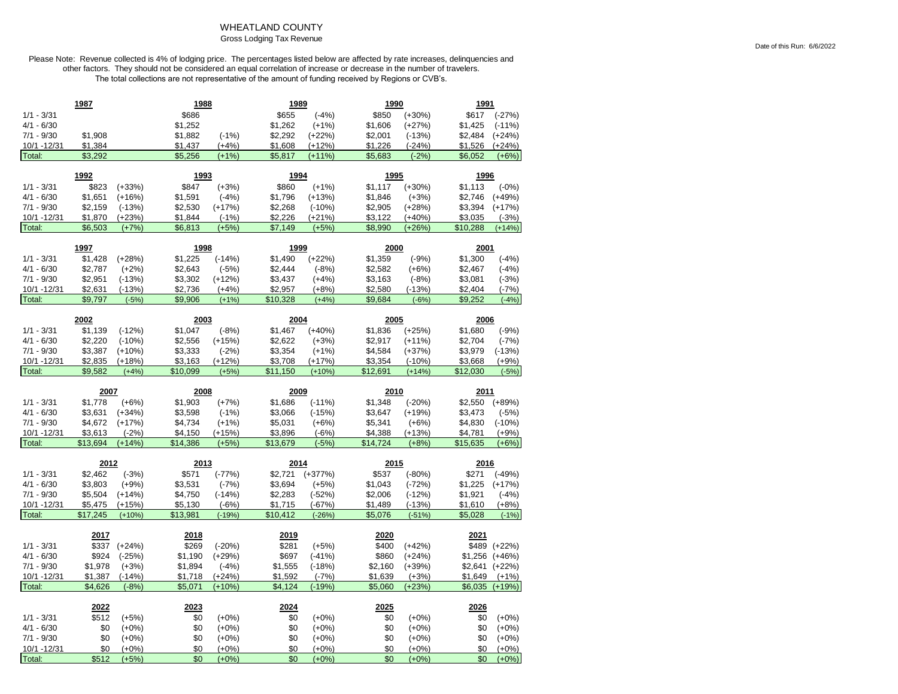# WHEATLAND COUNTY

Gross Lodging Tax Revenue

Date of this Run: 6/6/2022

Please Note: Revenue collected is 4% of lodging price. The percentages listed below are affected by rate increases, delinquencies and other factors. They should not be considered an equal correlation of increase or decrease in the number of travelers. The total collections are not representative of the amount of funding received by Regions or CVB's.

| | 1987 | | 1988 | | 1989 | | 1990 | | 1991 | |
|---|---|---|---|---|---|---|---|---|---|---|
| 1/1 - 3/31 | | | $686 | | $655 | (-4%) | $850 | (+30%) | $617 | (-27%) |
| 4/1 - 6/30 | | | $1,252 | | $1,262 | (+1%) | $1,606 | (+27%) | $1,425 | (-11%) |
| 7/1 - 9/30 | $1,908 | | $1,882 | (-1%) | $2,292 | (+22%) | $2,001 | (-13%) | $2,484 | (+24%) |
| 10/1 -12/31 | $1,384 | | $1,437 | (+4%) | $1,608 | (+12%) | $1,226 | (-24%) | $1,526 | (+24%) |
| Total: | $3,292 | | $5,256 | (+1%) | $5,817 | (+11%) | $5,683 | (-2%) | $6,052 | (+6%) |

| | 1992 | | 1993 | | 1994 | | 1995 | | 1996 | |
|---|---|---|---|---|---|---|---|---|---|---|
| 1/1 - 3/31 | $823 | (+33%) | $847 | (+3%) | $860 | (+1%) | $1,117 | (+30%) | $1,113 | (-0%) |
| 4/1 - 6/30 | $1,651 | (+16%) | $1,591 | (-4%) | $1,796 | (+13%) | $1,846 | (+3%) | $2,746 | (+49%) |
| 7/1 - 9/30 | $2,159 | (-13%) | $2,530 | (+17%) | $2,268 | (-10%) | $2,905 | (+28%) | $3,394 | (+17%) |
| 10/1 -12/31 | $1,870 | (+23%) | $1,844 | (-1%) | $2,226 | (+21%) | $3,122 | (+40%) | $3,035 | (-3%) |
| Total: | $6,503 | (+7%) | $6,813 | (+5%) | $7,149 | (+5%) | $8,990 | (+26%) | $10,288 | (+14%) |

| | 1997 | | 1998 | | 1999 | | 2000 | | 2001 | |
|---|---|---|---|---|---|---|---|---|---|---|
| 1/1 - 3/31 | $1,428 | (+28%) | $1,225 | (-14%) | $1,490 | (+22%) | $1,359 | (-9%) | $1,300 | (-4%) |
| 4/1 - 6/30 | $2,787 | (+2%) | $2,643 | (-5%) | $2,444 | (-8%) | $2,582 | (+6%) | $2,467 | (-4%) |
| 7/1 - 9/30 | $2,951 | (-13%) | $3,302 | (+12%) | $3,437 | (+4%) | $3,163 | (-8%) | $3,081 | (-3%) |
| 10/1 -12/31 | $2,631 | (-13%) | $2,736 | (+4%) | $2,957 | (+8%) | $2,580 | (-13%) | $2,404 | (-7%) |
| Total: | $9,797 | (-5%) | $9,906 | (+1%) | $10,328 | (+4%) | $9,684 | (-6%) | $9,252 | (-4%) |

| | 2002 | | 2003 | | 2004 | | 2005 | | 2006 | |
|---|---|---|---|---|---|---|---|---|---|---|
| 1/1 - 3/31 | $1,139 | (-12%) | $1,047 | (-8%) | $1,467 | (+40%) | $1,836 | (+25%) | $1,680 | (-9%) |
| 4/1 - 6/30 | $2,220 | (-10%) | $2,556 | (+15%) | $2,622 | (+3%) | $2,917 | (+11%) | $2,704 | (-7%) |
| 7/1 - 9/30 | $3,387 | (+10%) | $3,333 | (-2%) | $3,354 | (+1%) | $4,584 | (+37%) | $3,979 | (-13%) |
| 10/1 -12/31 | $2,835 | (+18%) | $3,163 | (+12%) | $3,708 | (+17%) | $3,354 | (-10%) | $3,668 | (+9%) |
| Total: | $9,582 | (+4%) | $10,099 | (+5%) | $11,150 | (+10%) | $12,691 | (+14%) | $12,030 | (-5%) |

| | 2007 | | 2008 | | 2009 | | 2010 | | 2011 | |
|---|---|---|---|---|---|---|---|---|---|---|
| 1/1 - 3/31 | $1,778 | (+6%) | $1,903 | (+7%) | $1,686 | (-11%) | $1,348 | (-20%) | $2,550 | (+89%) |
| 4/1 - 6/30 | $3,631 | (+34%) | $3,598 | (-1%) | $3,066 | (-15%) | $3,647 | (+19%) | $3,473 | (-5%) |
| 7/1 - 9/30 | $4,672 | (+17%) | $4,734 | (+1%) | $5,031 | (+6%) | $5,341 | (+6%) | $4,830 | (-10%) |
| 10/1 -12/31 | $3,613 | (-2%) | $4,150 | (+15%) | $3,896 | (-6%) | $4,388 | (+13%) | $4,781 | (+9%) |
| Total: | $13,694 | (+14%) | $14,386 | (+5%) | $13,679 | (-5%) | $14,724 | (+8%) | $15,635 | (+6%) |

| | 2012 | | 2013 | | 2014 | | 2015 | | 2016 | |
|---|---|---|---|---|---|---|---|---|---|---|
| 1/1 - 3/31 | $2,462 | (-3%) | $571 | (-77%) | $2,721 | (+377%) | $537 | (-80%) | $271 | (-49%) |
| 4/1 - 6/30 | $3,803 | (+9%) | $3,531 | (-7%) | $3,694 | (+5%) | $1,043 | (-72%) | $1,225 | (+17%) |
| 7/1 - 9/30 | $5,504 | (+14%) | $4,750 | (-14%) | $2,283 | (-52%) | $2,006 | (-12%) | $1,921 | (-4%) |
| 10/1 -12/31 | $5,475 | (+15%) | $5,130 | (-6%) | $1,715 | (-67%) | $1,489 | (-13%) | $1,610 | (+8%) |
| Total: | $17,245 | (+10%) | $13,981 | (-19%) | $10,412 | (-26%) | $5,076 | (-51%) | $5,028 | (-1%) |

| | 2017 | | 2018 | | 2019 | | 2020 | | 2021 | |
|---|---|---|---|---|---|---|---|---|---|---|
| 1/1 - 3/31 | $337 | (+24%) | $269 | (-20%) | $281 | (+5%) | $400 | (+42%) | $489 | (+22%) |
| 4/1 - 6/30 | $924 | (-25%) | $1,190 | (+29%) | $697 | (-41%) | $860 | (+24%) | $1,256 | (+46%) |
| 7/1 - 9/30 | $1,978 | (+3%) | $1,894 | (-4%) | $1,555 | (-18%) | $2,160 | (+39%) | $2,641 | (+22%) |
| 10/1 -12/31 | $1,387 | (-14%) | $1,718 | (+24%) | $1,592 | (-7%) | $1,639 | (+3%) | $1,649 | (+1%) |
| Total: | $4,626 | (-8%) | $5,071 | (+10%) | $4,124 | (-19%) | $5,060 | (+23%) | $6,035 | (+19%) |

| | 2022 | | 2023 | | 2024 | | 2025 | | 2026 | |
|---|---|---|---|---|---|---|---|---|---|---|
| 1/1 - 3/31 | $512 | (+5%) | $0 | (+0%) | $0 | (+0%) | $0 | (+0%) | $0 | (+0%) |
| 4/1 - 6/30 | $0 | (+0%) | $0 | (+0%) | $0 | (+0%) | $0 | (+0%) | $0 | (+0%) |
| 7/1 - 9/30 | $0 | (+0%) | $0 | (+0%) | $0 | (+0%) | $0 | (+0%) | $0 | (+0%) |
| 10/1 -12/31 | $0 | (+0%) | $0 | (+0%) | $0 | (+0%) | $0 | (+0%) | $0 | (+0%) |
| Total: | $512 | (+5%) | $0 | (+0%) | $0 | (+0%) | $0 | (+0%) | $0 | (+0%) |